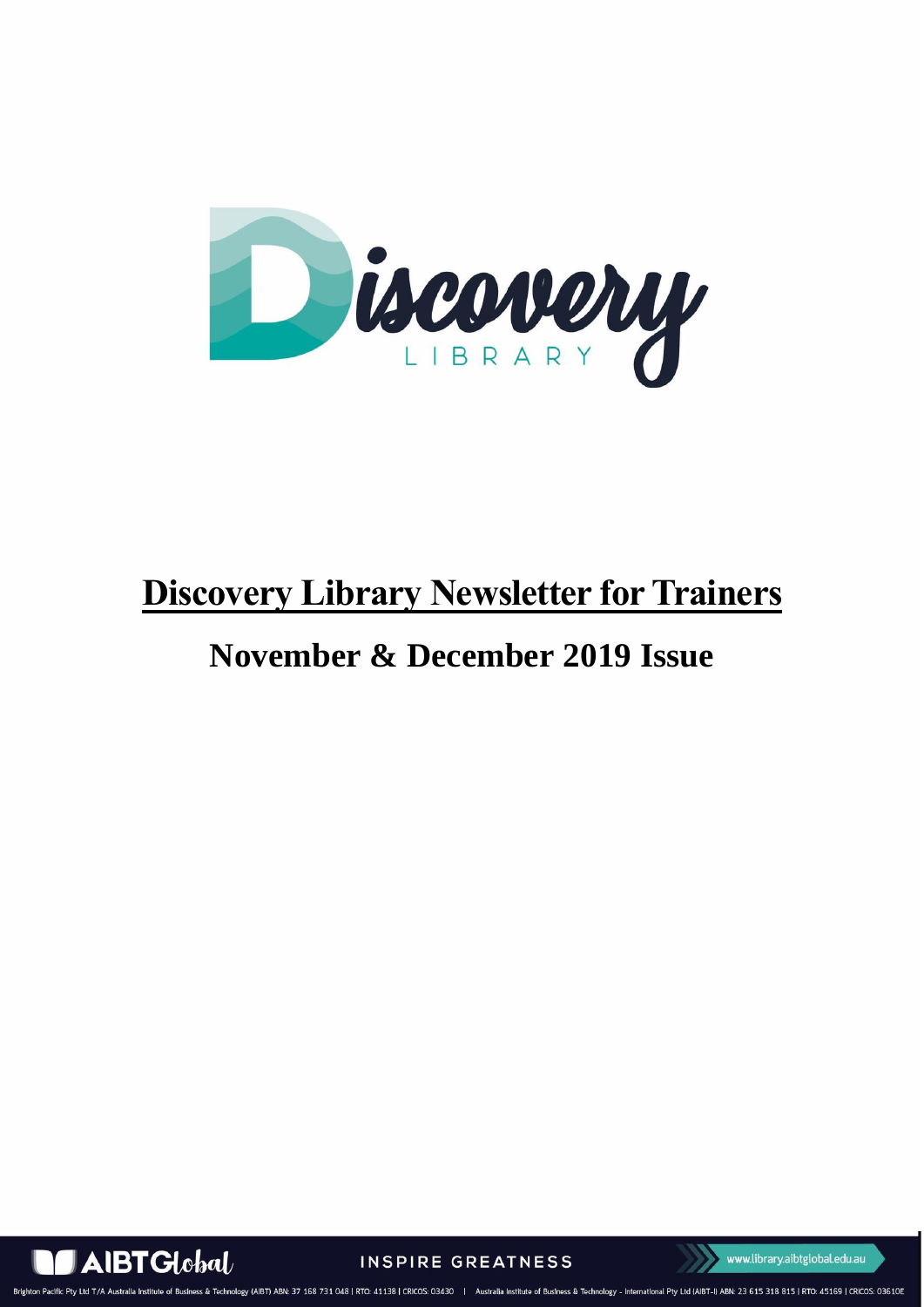# Discovery Library Newsletter for Trainers

## November & December 2019 Issue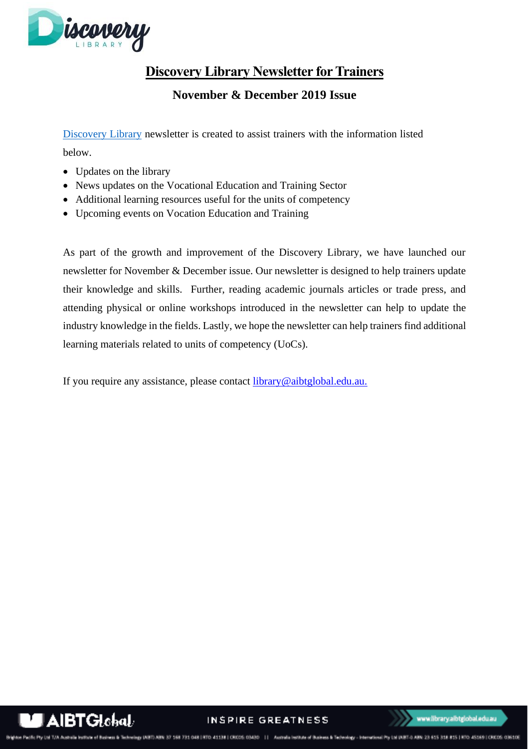# Discovery Library Newsletter for Trainers

## November & December 2019 Issue

Discovery Library newsletter is created to assist trainers with the information listed below.

- Updates on the library
- News updates on the Vocational Education and Training Sector
- Additional learning resources useful for the units of competency
- Upcoming events on Vocation Education and Training

As part of the growth and improvement of the Discovery Library, we have launched our newsletter for November & December issue. Our newsletter is designed to help trainers update their knowledge and skills. Further, reading academic journals articles or trade press, and attending physical or online workshops introduced in the newsletter can help to update the industry knowledge in the fields. Lastly, we hope the newsletter can help trainers find additional learning materials related to units of competency (UoCs).

If you require any assistance, please contact library@aibtglobal.edu.au.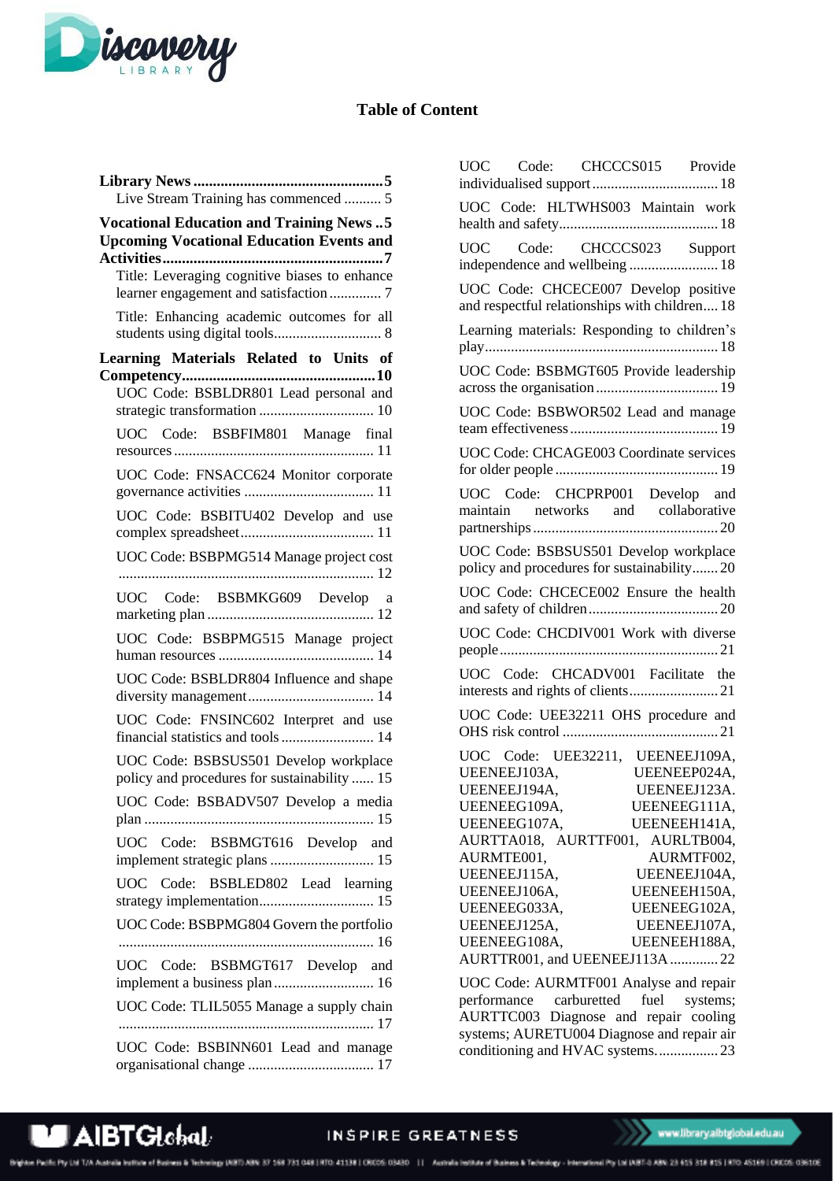# Table of Content

**Library News** ........ 5

Live Stream Training has commenced ........ 5

**Vocational Education and Training News** ........ 5

**Upcoming Vocational Education Events and Activities** ........ 7

Title: Leveraging cognitive biases to enhance learner engagement and satisfaction ........ 7

Title: Enhancing academic outcomes for all students using digital tools ........ 8

**Learning Materials Related to Units of Competency** ........ 10

UOC Code: BSBLDR801 Lead personal and strategic transformation ........ 10

UOC Code: BSBFIM801 Manage final resources ........ 11

UOC Code: FNSACC624 Monitor corporate governance activities ........ 11

UOC Code: BSBITU402 Develop and use complex spreadsheet ........ 11

UOC Code: BSBPMG514 Manage project cost ........ 12

UOC Code: BSBMKG609 Develop a marketing plan ........ 12

UOC Code: BSBPMG515 Manage project human resources ........ 14

UOC Code: BSBLDR804 Influence and shape diversity management ........ 14

UOC Code: FNSINC602 Interpret and use financial statistics and tools ........ 14

UOC Code: BSBSUS501 Develop workplace policy and procedures for sustainability ........ 15

UOC Code: BSBADV507 Develop a media plan ........ 15

UOC Code: BSBMGT616 Develop and implement strategic plans ........ 15

UOC Code: BSBLED802 Lead learning strategy implementation ........ 15

UOC Code: BSBPMG804 Govern the portfolio ........ 16

UOC Code: BSBMGT617 Develop and implement a business plan ........ 16

UOC Code: TLIL5055 Manage a supply chain ........ 17

UOC Code: BSBINN601 Lead and manage organisational change ........ 17

UOC Code: CHCCCS015 Provide individualised support ........ 18

UOC Code: HLTWHS003 Maintain work health and safety ........ 18

UOC Code: CHCCCS023 Support independence and wellbeing ........ 18

UOC Code: CHCECE007 Develop positive and respectful relationships with children ........ 18

Learning materials: Responding to children's play ........ 18

UOC Code: BSBMGT605 Provide leadership across the organisation ........ 19

UOC Code: BSBWOR502 Lead and manage team effectiveness ........ 19

UOC Code: CHCAGE003 Coordinate services for older people ........ 19

UOC Code: CHCPRP001 Develop and maintain networks and collaborative partnerships ........ 20

UOC Code: BSBSUS501 Develop workplace policy and procedures for sustainability ........ 20

UOC Code: CHCECE002 Ensure the health and safety of children ........ 20

UOC Code: CHCDIV001 Work with diverse people ........ 21

UOC Code: CHCADV001 Facilitate the interests and rights of clients ........ 21

UOC Code: UEE32211 OHS procedure and OHS risk control ........ 21

UOC Code: UEE32211, UEENEEJ109A, UEENEEJ103A, UEENEEP024A, UEENEEJ194A, UEENEEJ123A. UEENEEG109A, UEENEEG111A, UEENEEG107A, UEENEEH141A, AURTTA018, AURTTF001, AURLTB004, AURMTE001, AURMTF002, UEENEEJ115A, UEENEEJ104A, UEENEEJ106A, UEENEEH150A, UEENEEG033A, UEENEEG102A, UEENEEJ125A, UEENEEJ107A, UEENEEG108A, UEENEEH188A, AURTTR001, and UEENEEJ113A ........ 22

UOC Code: AURMTF001 Analyse and repair performance carburetted fuel systems; AURTTC003 Diagnose and repair cooling systems; AURETU004 Diagnose and repair air conditioning and HVAC systems. ........ 23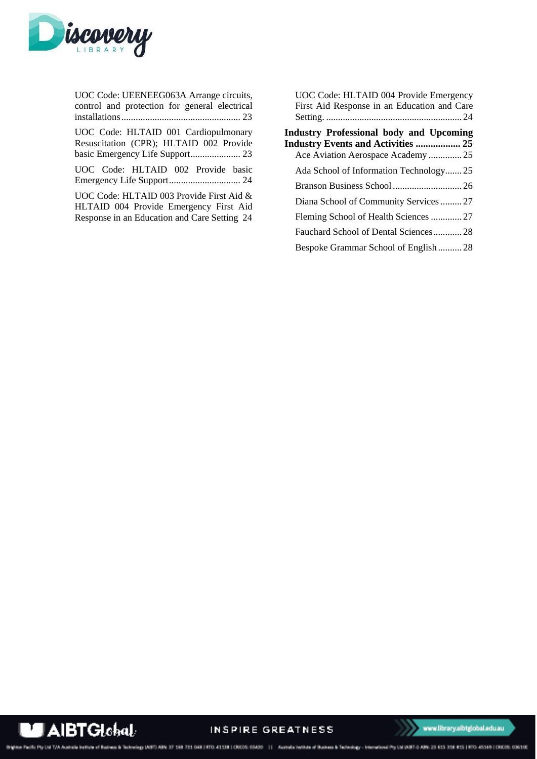UOC Code: UEENEEG063A Arrange circuits, control and protection for general electrical installations .................................................. 23

UOC Code: HLTAID 001 Cardiopulmonary Resuscitation (CPR); HLTAID 002 Provide basic Emergency Life Support..................... 23

UOC Code: HLTAID 002 Provide basic Emergency Life Support.............................. 24

UOC Code: HLTAID 003 Provide First Aid & HLTAID 004 Provide Emergency First Aid Response in an Education and Care Setting 24

UOC Code: HLTAID 004 Provide Emergency First Aid Response in an Education and Care Setting. ......................................................... 24

**Industry Professional body and Upcoming Industry Events and Activities .................. 25**

Ace Aviation Aerospace Academy .............. 25

Ada School of Information Technology....... 25

Branson Business School ............................. 26

Diana School of Community Services ......... 27

Fleming School of Health Sciences ............. 27

Fauchard School of Dental Sciences............ 28

Bespoke Grammar School of English .......... 28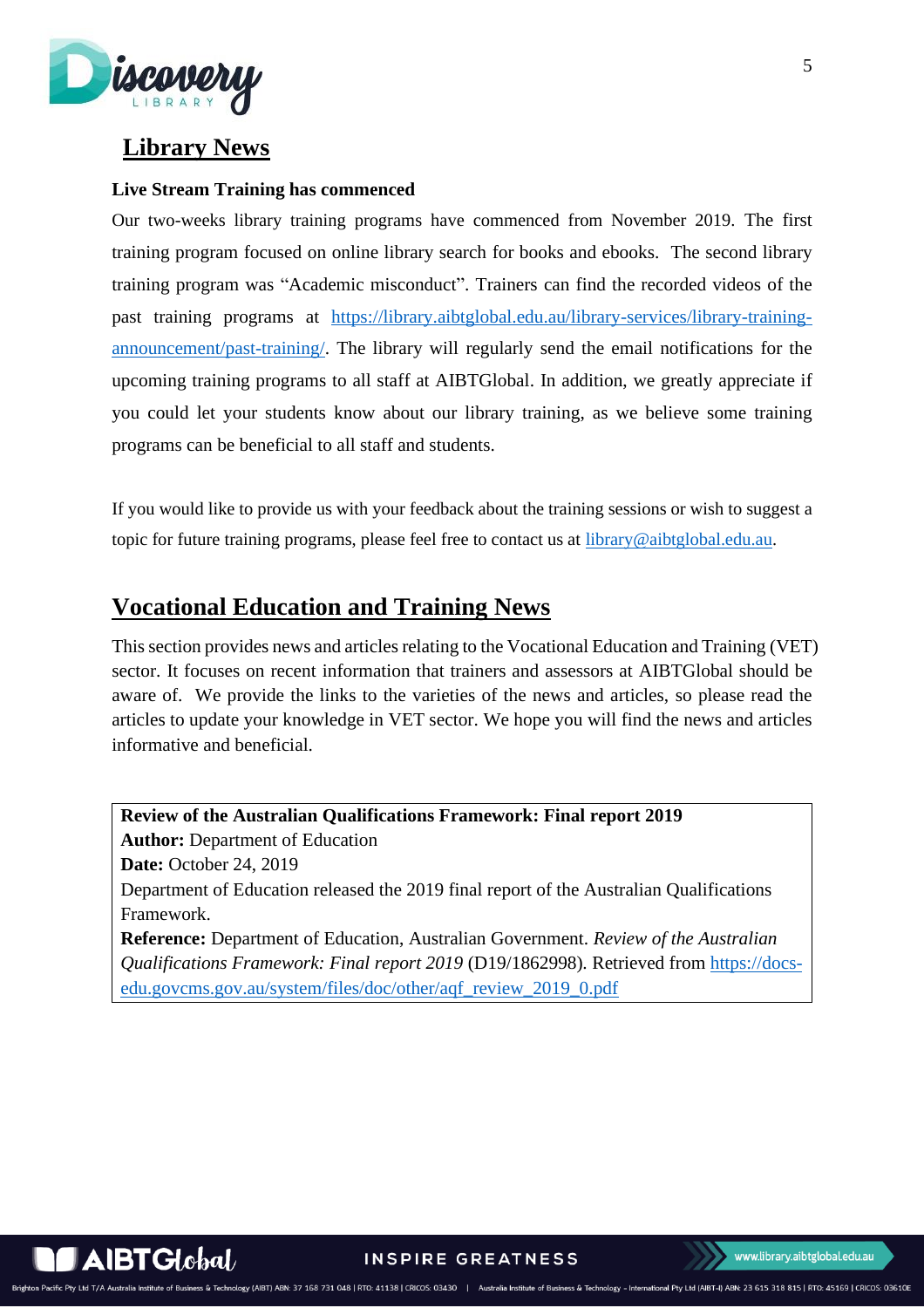## Library News

**Live Stream Training has commenced**

Our two-weeks library training programs have commenced from November 2019. The first training program focused on online library search for books and ebooks. The second library training program was "Academic misconduct". Trainers can find the recorded videos of the past training programs at https://library.aibtglobal.edu.au/library-services/library-training-announcement/past-training/. The library will regularly send the email notifications for the upcoming training programs to all staff at AIBTGlobal. In addition, we greatly appreciate if you could let your students know about our library training, as we believe some training programs can be beneficial to all staff and students.

If you would like to provide us with your feedback about the training sessions or wish to suggest a topic for future training programs, please feel free to contact us at library@aibtglobal.edu.au.

## Vocational Education and Training News

This section provides news and articles relating to the Vocational Education and Training (VET) sector. It focuses on recent information that trainers and assessors at AIBTGlobal should be aware of. We provide the links to the varieties of the news and articles, so please read the articles to update your knowledge in VET sector. We hope you will find the news and articles informative and beneficial.

**Review of the Australian Qualifications Framework: Final report 2019**
**Author:** Department of Education
**Date:** October 24, 2019
Department of Education released the 2019 final report of the Australian Qualifications Framework.
**Reference:** Department of Education, Australian Government. *Review of the Australian Qualifications Framework: Final report 2019* (D19/1862998). Retrieved from https://docs-edu.govcms.gov.au/system/files/doc/other/aqf_review_2019_0.pdf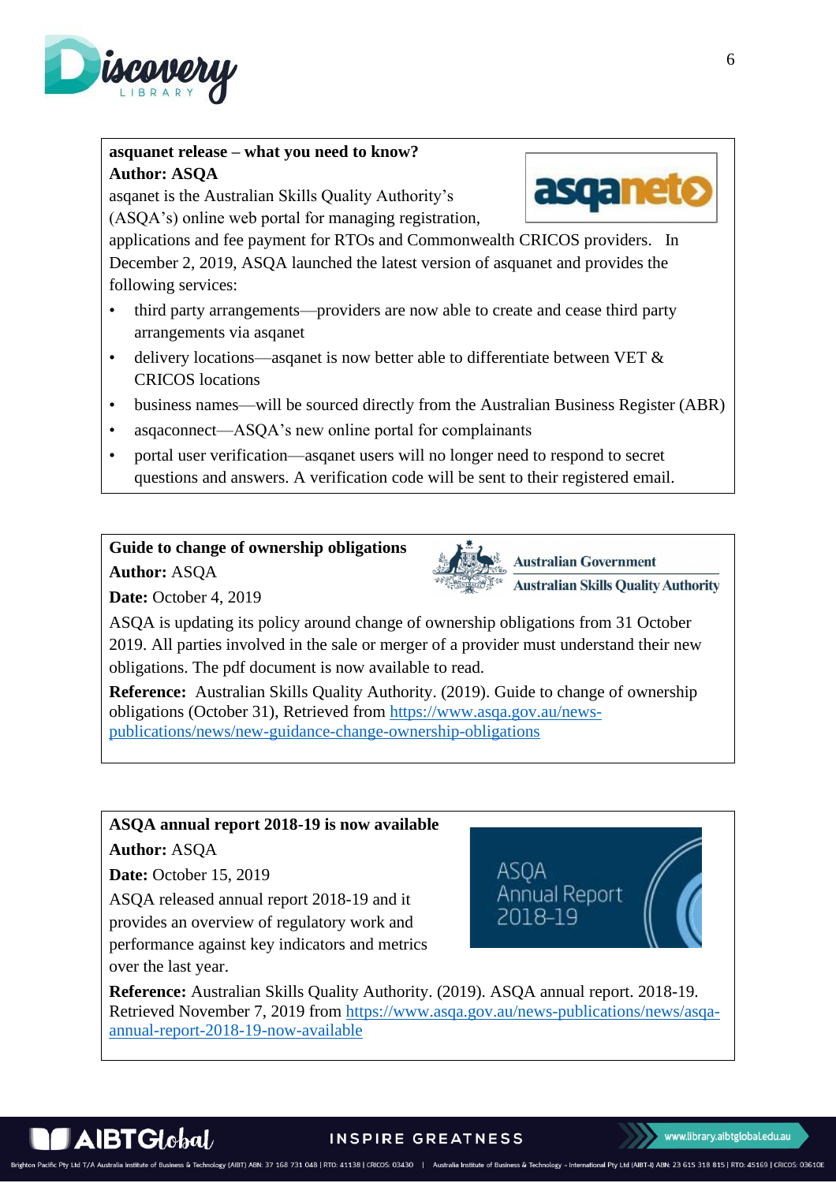**asquanet release – what you need to know?**

**Author: ASQA**

asqanet is the Australian Skills Quality Authority's (ASQA's) online web portal for managing registration, applications and fee payment for RTOs and Commonwealth CRICOS providers. In December 2, 2019, ASQA launched the latest version of asquanet and provides the following services:

- third party arrangements—providers are now able to create and cease third party arrangements via asqanet
- delivery locations—asqanet is now better able to differentiate between VET & CRICOS locations
- business names—will be sourced directly from the Australian Business Register (ABR)
- asqaconnect—ASQA's new online portal for complainants
- portal user verification—asqanet users will no longer need to respond to secret questions and answers. A verification code will be sent to their registered email.

**Guide to change of ownership obligations**

**Author:** ASQA

**Date:** October 4, 2019

ASQA is updating its policy around change of ownership obligations from 31 October 2019. All parties involved in the sale or merger of a provider must understand their new obligations. The pdf document is now available to read.

**Reference:** Australian Skills Quality Authority. (2019). Guide to change of ownership obligations (October 31), Retrieved from https://www.asqa.gov.au/news-publications/news/new-guidance-change-ownership-obligations

**ASQA annual report 2018-19 is now available**

**Author:** ASQA

**Date:** October 15, 2019

ASQA released annual report 2018-19 and it provides an overview of regulatory work and performance against key indicators and metrics over the last year.

**Reference:** Australian Skills Quality Authority. (2019). ASQA annual report. 2018-19. Retrieved November 7, 2019 from https://www.asqa.gov.au/news-publications/news/asqa-annual-report-2018-19-now-available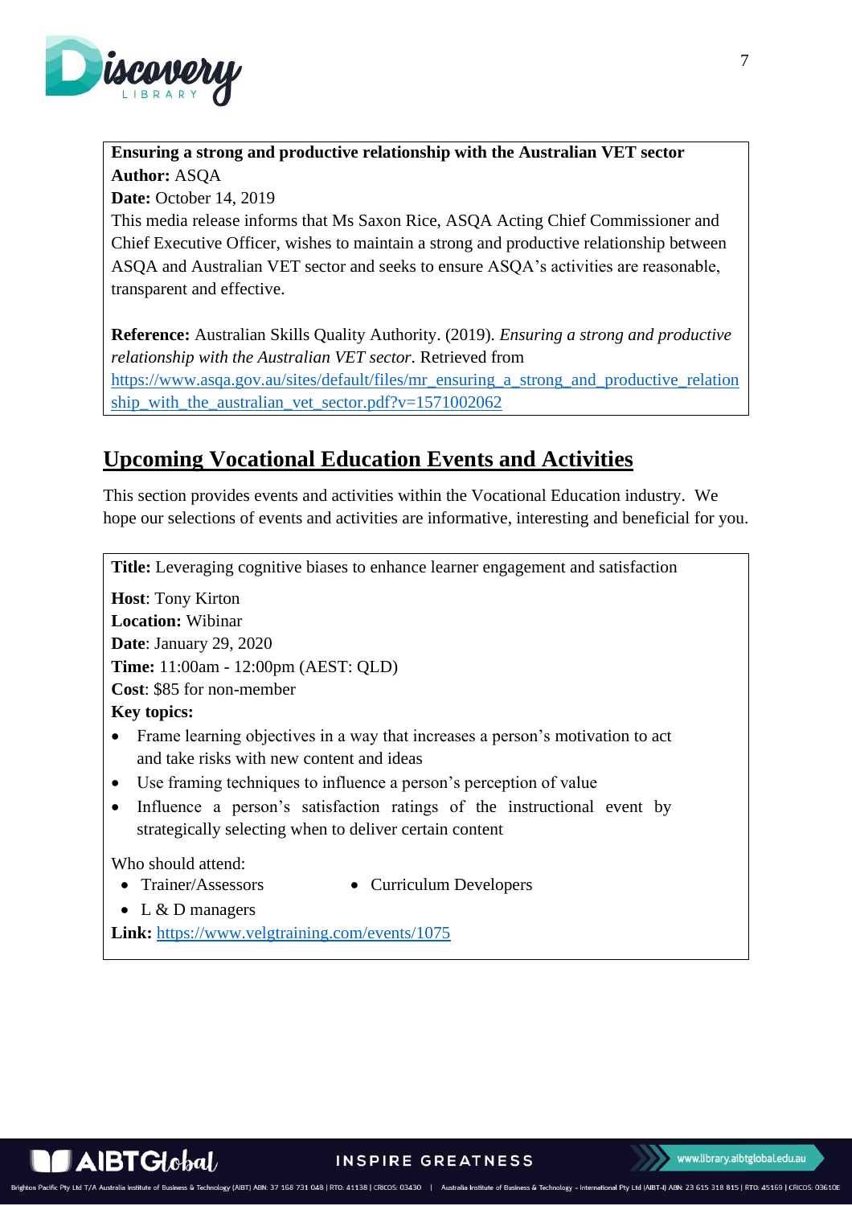**Ensuring a strong and productive relationship with the Australian VET sector**
**Author:** ASQA
**Date:** October 14, 2019
This media release informs that Ms Saxon Rice, ASQA Acting Chief Commissioner and Chief Executive Officer, wishes to maintain a strong and productive relationship between ASQA and Australian VET sector and seeks to ensure ASQA's activities are reasonable, transparent and effective.

**Reference:** Australian Skills Quality Authority. (2019). *Ensuring a strong and productive relationship with the Australian VET sector*. Retrieved from https://www.asqa.gov.au/sites/default/files/mr_ensuring_a_strong_and_productive_relationship_with_the_australian_vet_sector.pdf?v=1571002062

## Upcoming Vocational Education Events and Activities

This section provides events and activities within the Vocational Education industry. We hope our selections of events and activities are informative, interesting and beneficial for you.

**Title:** Leveraging cognitive biases to enhance learner engagement and satisfaction

**Host**: Tony Kirton
**Location:** Wibinar
**Date**: January 29, 2020
**Time:** 11:00am - 12:00pm (AEST: QLD)
**Cost**: $85 for non-member
**Key topics:**

- Frame learning objectives in a way that increases a person's motivation to act and take risks with new content and ideas
- Use framing techniques to influence a person's perception of value
- Influence a person's satisfaction ratings of the instructional event by strategically selecting when to deliver certain content

Who should attend:

- Trainer/Assessors
- Curriculum Developers
- L & D managers

**Link:** https://www.velgtraining.com/events/1075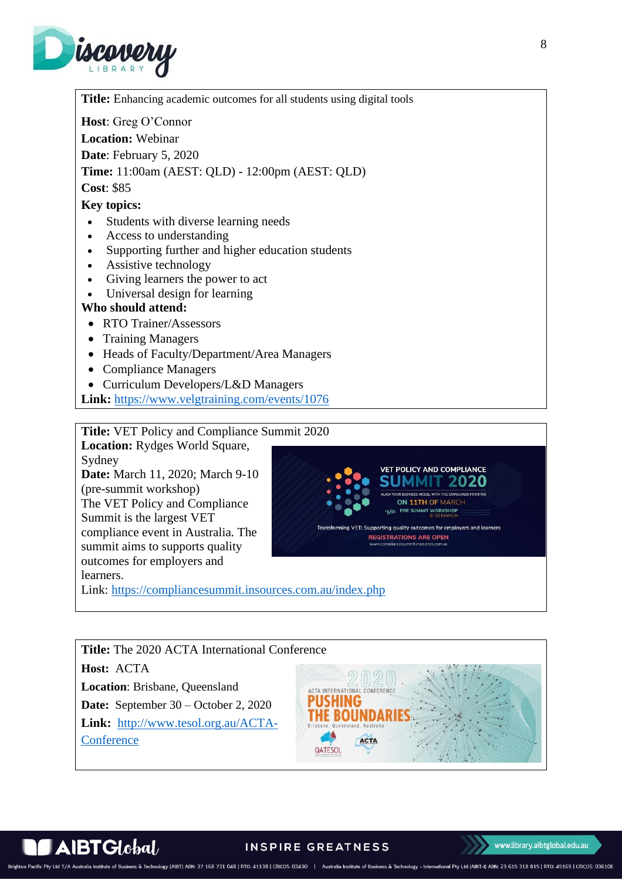**Title:** Enhancing academic outcomes for all students using digital tools

**Host**: Greg O'Connor

**Location:** Webinar

**Date**: February 5, 2020

**Time:** 11:00am (AEST: QLD) - 12:00pm (AEST: QLD)

**Cost**: $85

**Key topics:**

- Students with diverse learning needs
- Access to understanding
- Supporting further and higher education students
- Assistive technology
- Giving learners the power to act
- Universal design for learning

**Who should attend:**

- RTO Trainer/Assessors
- Training Managers
- Heads of Faculty/Department/Area Managers
- Compliance Managers
- Curriculum Developers/L&D Managers

**Link:** https://www.velgtraining.com/events/1076

---

**Title:** VET Policy and Compliance Summit 2020

**Location:** Rydges World Square, Sydney

**Date:** March 11, 2020; March 9-10 (pre-summit workshop)

The VET Policy and Compliance Summit is the largest VET compliance event in Australia. The summit aims to supports quality outcomes for employers and learners.

Link: https://compliancesummit.insources.com.au/index.php

---

**Title:** The 2020 ACTA International Conference

**Host:** ACTA

**Location**: Brisbane, Queensland

**Date:** September 30 – October 2, 2020

**Link:** http://www.tesol.org.au/ACTA-Conference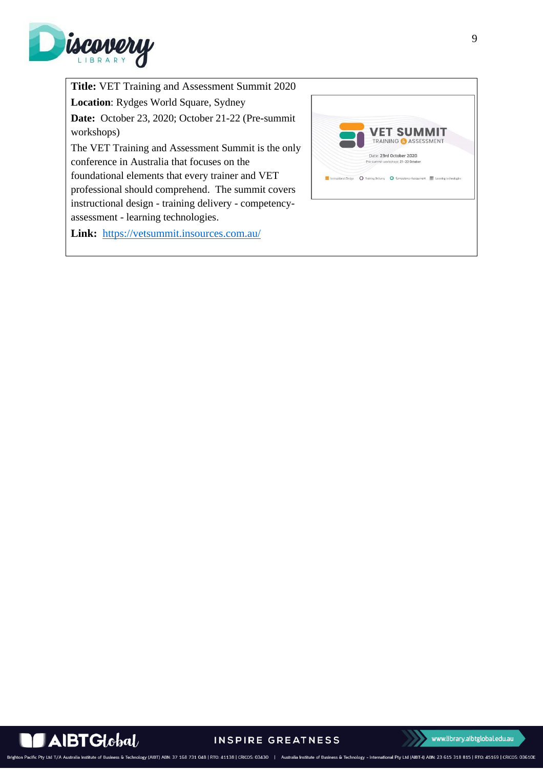**Title:** VET Training and Assessment Summit 2020

**Location**: Rydges World Square, Sydney

**Date:** October 23, 2020; October 21-22 (Pre-summit workshops)

The VET Training and Assessment Summit is the only conference in Australia that focuses on the foundational elements that every trainer and VET professional should comprehend. The summit covers instructional design - training delivery - competency-assessment - learning technologies.

**Link:** [https://vetsummit.insources.com.au/](https://vetsummit.insources.com.au/)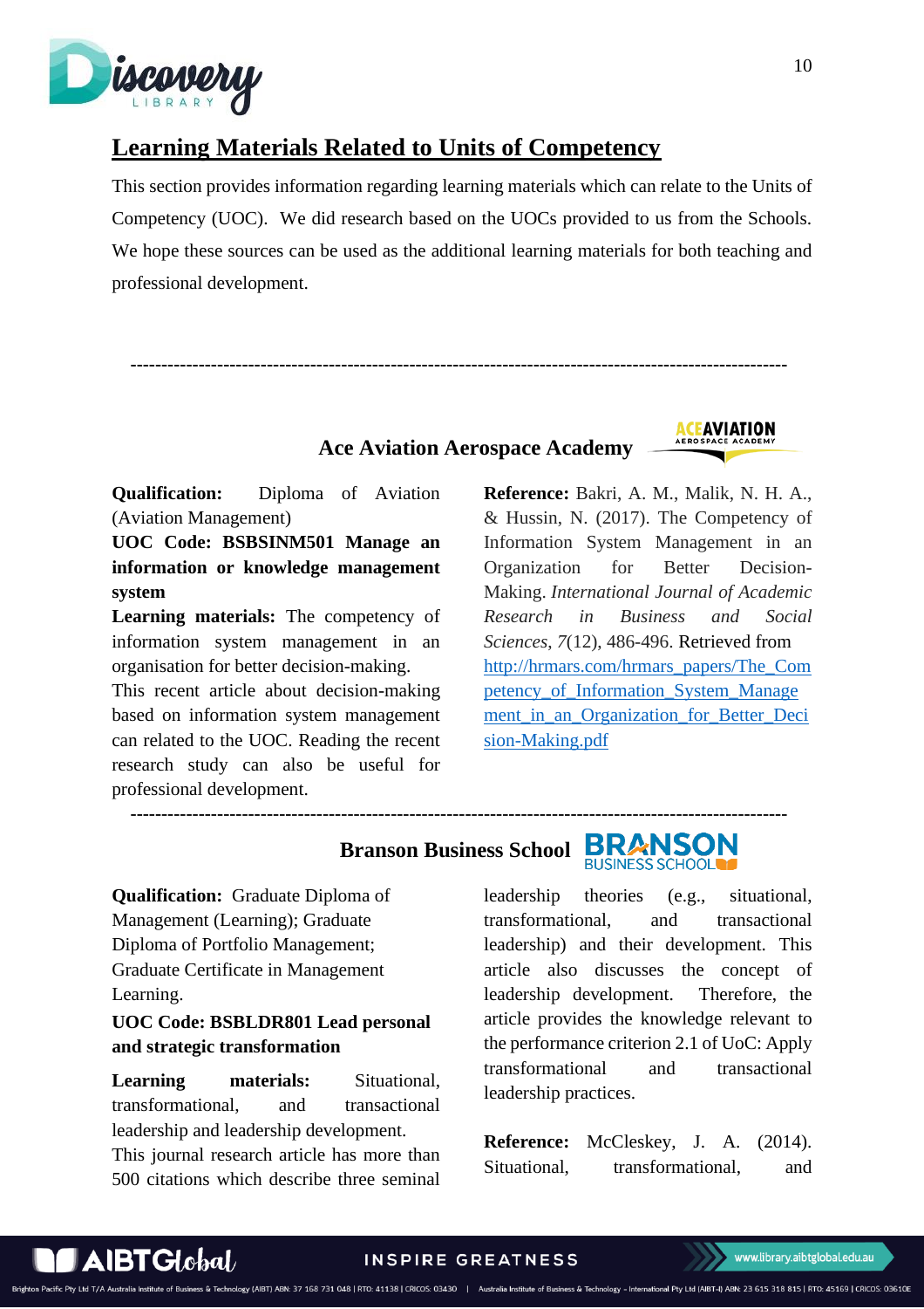## Learning Materials Related to Units of Competency

This section provides information regarding learning materials which can relate to the Units of Competency (UOC). We did research based on the UOCs provided to us from the Schools. We hope these sources can be used as the additional learning materials for both teaching and professional development.

---

### Ace Aviation Aerospace Academy

**Qualification:** Diploma of Aviation (Aviation Management)

**UOC Code: BSBSINM501 Manage an information or knowledge management system**

**Learning materials:** The competency of information system management in an organisation for better decision-making.

This recent article about decision-making based on information system management can related to the UOC. Reading the recent research study can also be useful for professional development.

**Reference:** Bakri, A. M., Malik, N. H. A., & Hussin, N. (2017). The Competency of Information System Management in an Organization for Better Decision-Making. *International Journal of Academic Research in Business and Social Sciences*, *7*(12), 486-496. Retrieved from http://hrmars.com/hrmars_papers/The_Competency_of_Information_System_Management_in_an_Organization_for_Better_Decision-Making.pdf

---

### Branson Business School

**Qualification:** Graduate Diploma of Management (Learning); Graduate Diploma of Portfolio Management; Graduate Certificate in Management Learning.

**UOC Code: BSBLDR801 Lead personal and strategic transformation**

**Learning materials:** Situational, transformational, and transactional leadership and leadership development.

This journal research article has more than 500 citations which describe three seminal leadership theories (e.g., situational, transformational, and transactional leadership) and their development. This article also discusses the concept of leadership development. Therefore, the article provides the knowledge relevant to the performance criterion 2.1 of UoC: Apply transformational and transactional leadership practices.

**Reference:** McCleskey, J. A. (2014). Situational, transformational, and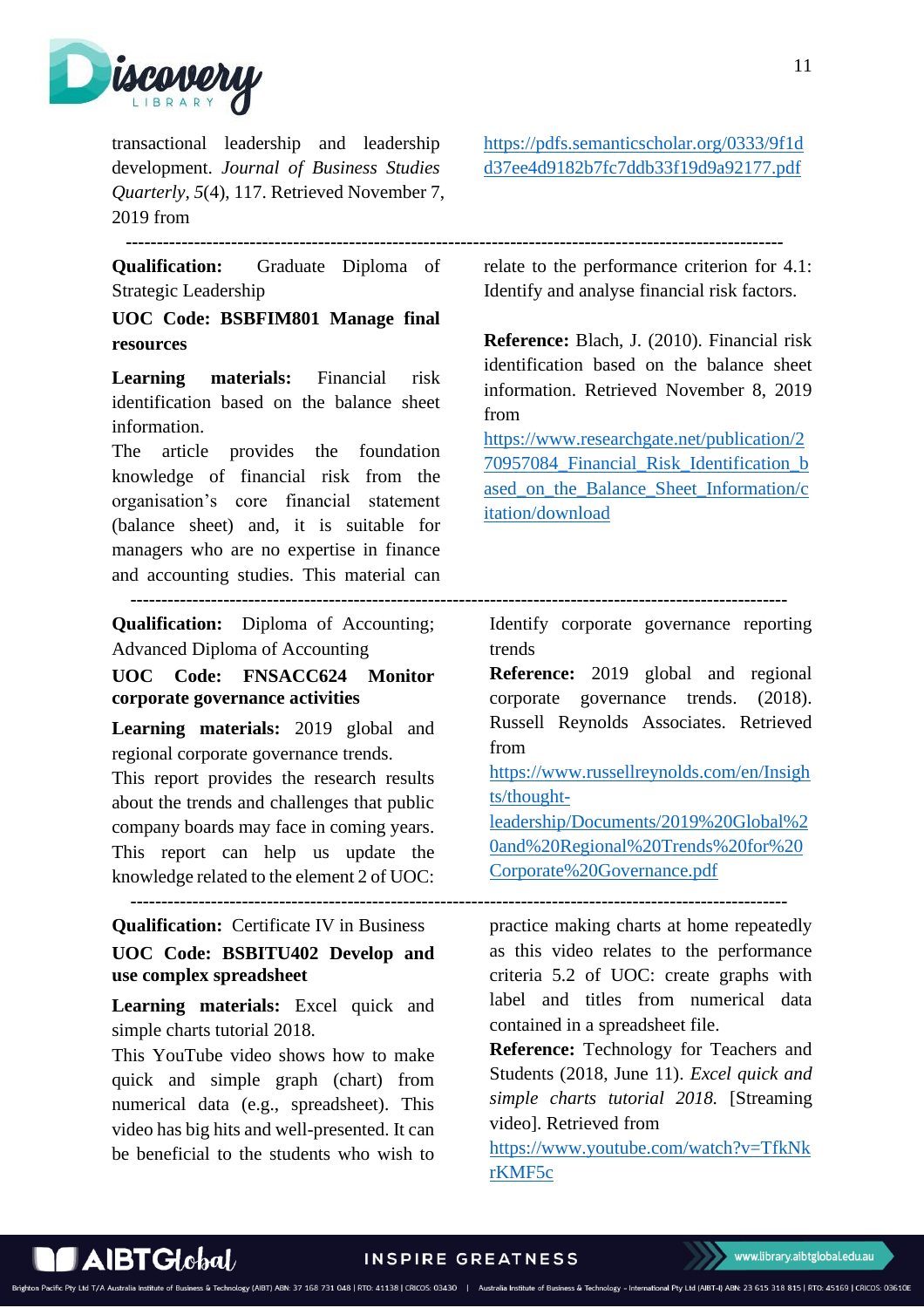transactional leadership and leadership development. *Journal of Business Studies Quarterly, 5*(4), 117. Retrieved November 7, 2019 from https://pdfs.semanticscholar.org/0333/9f1dd37ee4d9182b7fc7ddb33f19d9a92177.pdf

---

**Qualification:** Graduate Diploma of Strategic Leadership

**UOC Code: BSBFIM801 Manage final resources**

**Learning materials:** Financial risk identification based on the balance sheet information.

The article provides the foundation knowledge of financial risk from the organisation's core financial statement (balance sheet) and, it is suitable for managers who are no expertise in finance and accounting studies. This material can relate to the performance criterion for 4.1: Identify and analyse financial risk factors.

**Reference:** Blach, J. (2010). Financial risk identification based on the balance sheet information. Retrieved November 8, 2019 from https://www.researchgate.net/publication/270957084_Financial_Risk_Identification_based_on_the_Balance_Sheet_Information/citation/download

---

**Qualification:** Diploma of Accounting; Advanced Diploma of Accounting

**UOC Code: FNSACC624 Monitor corporate governance activities**

**Learning materials:** 2019 global and regional corporate governance trends.

This report provides the research results about the trends and challenges that public company boards may face in coming years. This report can help us update the knowledge related to the element 2 of UOC: Identify corporate governance reporting trends

**Reference:** 2019 global and regional corporate governance trends. (2018). Russell Reynolds Associates. Retrieved from https://www.russellreynolds.com/en/Insights/thought-leadership/Documents/2019%20Global%20and%20Regional%20Trends%20for%20Corporate%20Governance.pdf

---

**Qualification:** Certificate IV in Business

**UOC Code: BSBITU402 Develop and use complex spreadsheet**

**Learning materials:** Excel quick and simple charts tutorial 2018.

This YouTube video shows how to make quick and simple graph (chart) from numerical data (e.g., spreadsheet). This video has big hits and well-presented. It can be beneficial to the students who wish to practice making charts at home repeatedly as this video relates to the performance criteria 5.2 of UOC: create graphs with label and titles from numerical data contained in a spreadsheet file.

**Reference:** Technology for Teachers and Students (2018, June 11). *Excel quick and simple charts tutorial 2018.* [Streaming video]. Retrieved from https://www.youtube.com/watch?v=TfkNkrKMF5c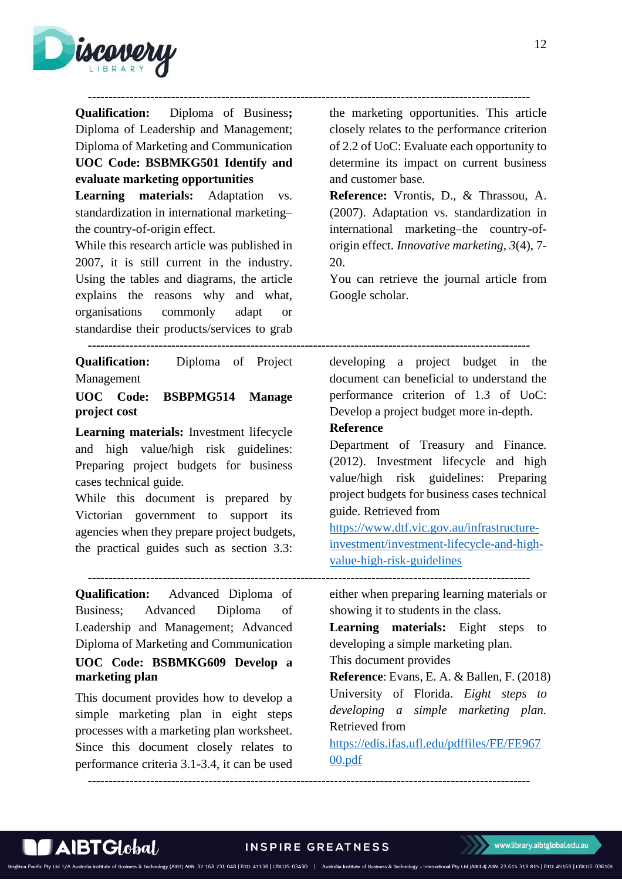---

**Qualification:** Diploma of Business**;** Diploma of Leadership and Management; Diploma of Marketing and Communication

**UOC Code: BSBMKG501 Identify and evaluate marketing opportunities**

**Learning materials:** Adaptation vs. standardization in international marketing–the country-of-origin effect.

While this research article was published in 2007, it is still current in the industry. Using the tables and diagrams, the article explains the reasons why and what, organisations commonly adapt or standardise their products/services to grab the marketing opportunities. This article closely relates to the performance criterion of 2.2 of UoC: Evaluate each opportunity to determine its impact on current business and customer base.

**Reference:** Vrontis, D., & Thrassou, A. (2007). Adaptation vs. standardization in international marketing–the country-of-origin effect. *Innovative marketing*, *3*(4), 7-20.

You can retrieve the journal article from Google scholar.

---

**Qualification:** Diploma of Project Management

**UOC Code: BSBPMG514 Manage project cost**

**Learning materials:** Investment lifecycle and high value/high risk guidelines: Preparing project budgets for business cases technical guide.

While this document is prepared by Victorian government to support its agencies when they prepare project budgets, the practical guides such as section 3.3: developing a project budget in the document can beneficial to understand the performance criterion of 1.3 of UoC: Develop a project budget more in-depth.

**Reference**

Department of Treasury and Finance. (2012). Investment lifecycle and high value/high risk guidelines: Preparing project budgets for business cases technical guide. Retrieved from https://www.dtf.vic.gov.au/infrastructure-investment/investment-lifecycle-and-high-value-high-risk-guidelines

---

**Qualification:** Advanced Diploma of Business; Advanced Diploma of Leadership and Management; Advanced Diploma of Marketing and Communication

**UOC Code: BSBMKG609 Develop a marketing plan**

This document provides how to develop a simple marketing plan in eight steps processes with a marketing plan worksheet. Since this document closely relates to performance criteria 3.1-3.4, it can be used either when preparing learning materials or showing it to students in the class.

**Learning materials:** Eight steps to developing a simple marketing plan.

This document provides

**Reference**: Evans, E. A. & Ballen, F. (2018) University of Florida. *Eight steps to developing a simple marketing plan.* Retrieved from https://edis.ifas.ufl.edu/pdffiles/FE/FE96700.pdf

---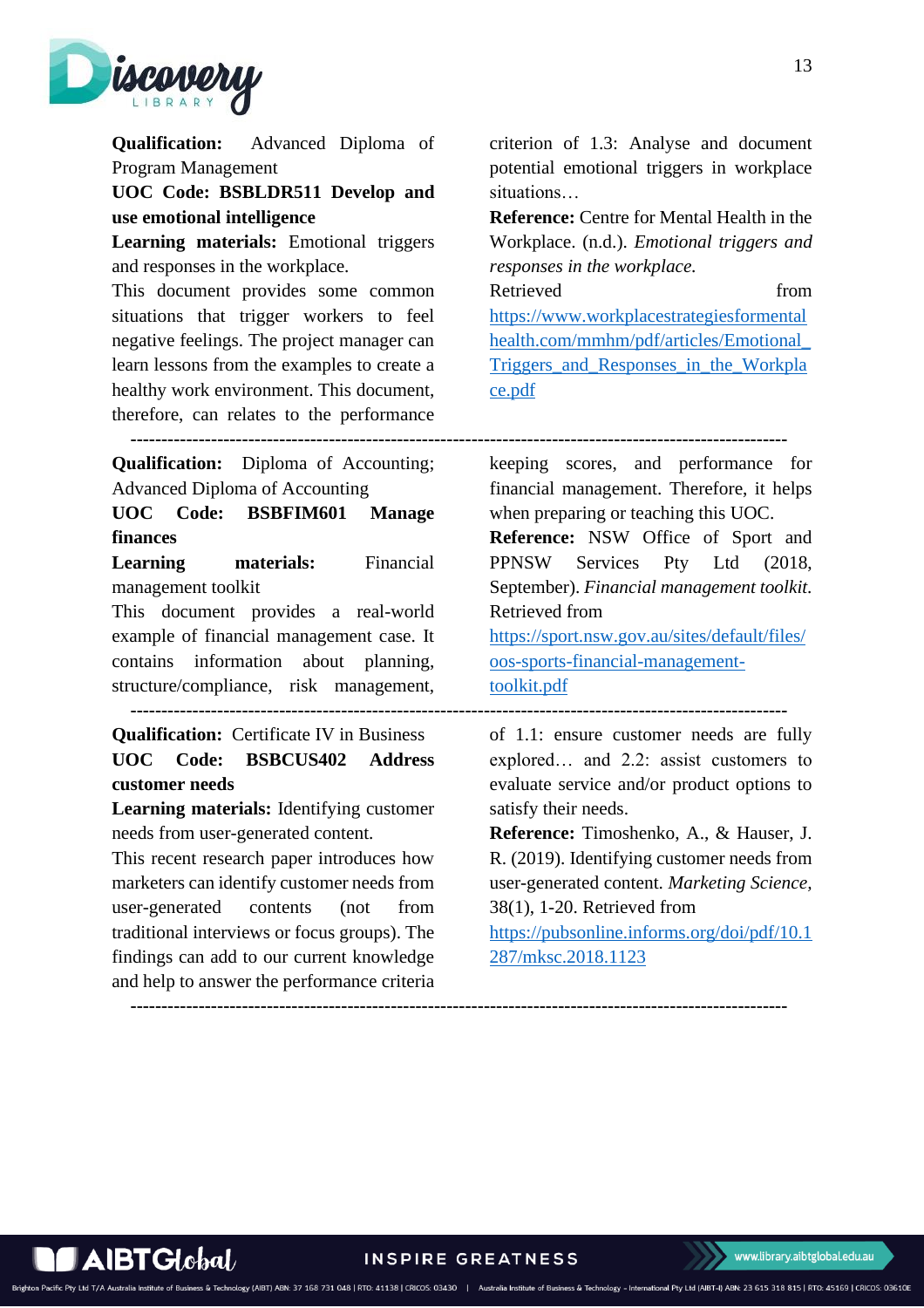**Qualification:** Advanced Diploma of Program Management

**UOC Code: BSBLDR511 Develop and use emotional intelligence**

**Learning materials:** Emotional triggers and responses in the workplace.

This document provides some common situations that trigger workers to feel negative feelings. The project manager can learn lessons from the examples to create a healthy work environment. This document, therefore, can relates to the performance criterion of 1.3: Analyse and document potential emotional triggers in workplace situations…

**Reference:** Centre for Mental Health in the Workplace. (n.d.). *Emotional triggers and responses in the workplace.* Retrieved from [https://www.workplacestrategiesformentalhealth.com/mmhm/pdf/articles/Emotional_Triggers_and_Responses_in_the_Workplace.pdf](https://www.workplacestrategiesformentalhealth.com/mmhm/pdf/articles/Emotional_Triggers_and_Responses_in_the_Workplace.pdf)

---

**Qualification:** Diploma of Accounting; Advanced Diploma of Accounting

**UOC Code: BSBFIM601 Manage finances**

**Learning materials:** Financial management toolkit

This document provides a real-world example of financial management case. It contains information about planning, structure/compliance, risk management, keeping scores, and performance for financial management. Therefore, it helps when preparing or teaching this UOC.

**Reference:** NSW Office of Sport and PPNSW Services Pty Ltd (2018, September). *Financial management toolkit.* Retrieved from [https://sport.nsw.gov.au/sites/default/files/oos-sports-financial-management-toolkit.pdf](https://sport.nsw.gov.au/sites/default/files/oos-sports-financial-management-toolkit.pdf)

---

**Qualification:** Certificate IV in Business

**UOC Code: BSBCUS402 Address customer needs**

**Learning materials:** Identifying customer needs from user-generated content.

This recent research paper introduces how marketers can identify customer needs from user-generated contents (not from traditional interviews or focus groups). The findings can add to our current knowledge and help to answer the performance criteria of 1.1: ensure customer needs are fully explored… and 2.2: assist customers to evaluate service and/or product options to satisfy their needs.

**Reference:** Timoshenko, A., & Hauser, J. R. (2019). Identifying customer needs from user-generated content. *Marketing Science*, 38(1), 1-20. Retrieved from [https://pubsonline.informs.org/doi/pdf/10.1287/mksc.2018.1123](https://pubsonline.informs.org/doi/pdf/10.1287/mksc.2018.1123)

---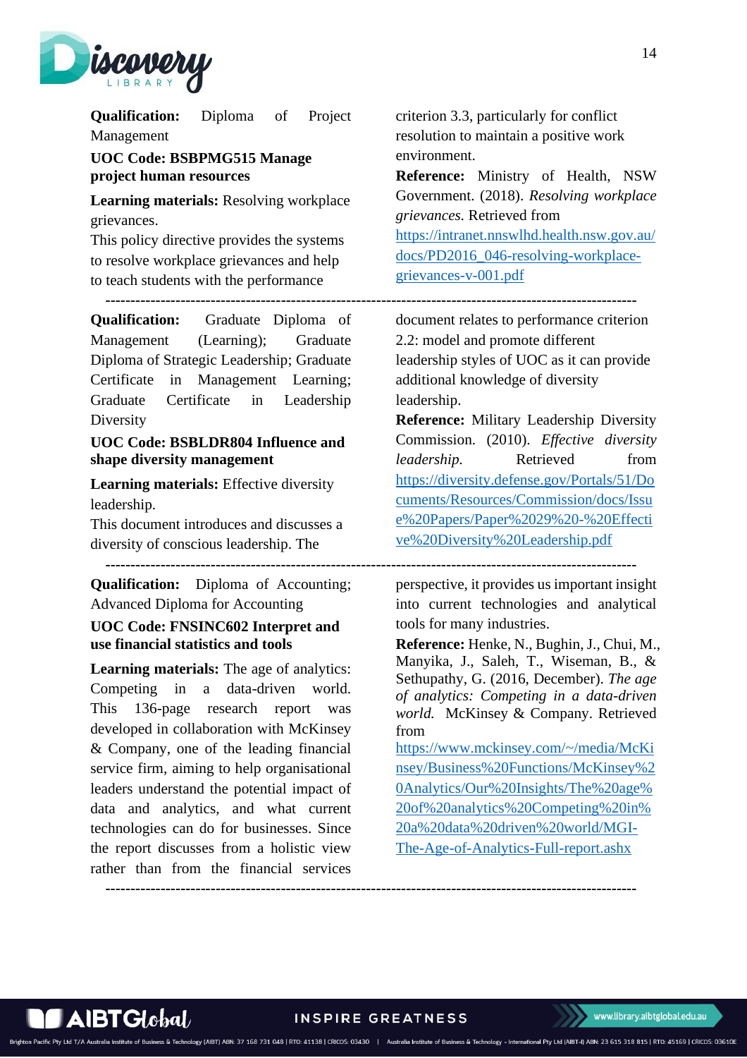**Qualification:** Diploma of Project Management

**UOC Code: BSBPMG515 Manage project human resources**

**Learning materials:** Resolving workplace grievances.

This policy directive provides the systems to resolve workplace grievances and help to teach students with the performance criterion 3.3, particularly for conflict resolution to maintain a positive work environment.

**Reference:** Ministry of Health, NSW Government. (2018). *Resolving workplace grievances.* Retrieved from https://intranet.nnswlhd.health.nsw.gov.au/docs/PD2016_046-resolving-workplace-grievances-v-001.pdf

---

**Qualification:** Graduate Diploma of Management (Learning); Graduate Diploma of Strategic Leadership; Graduate Certificate in Management Learning; Graduate Certificate in Leadership Diversity

**UOC Code: BSBLDR804 Influence and shape diversity management**

**Learning materials:** Effective diversity leadership.

This document introduces and discusses a diversity of conscious leadership. The document relates to performance criterion 2.2: model and promote different leadership styles of UOC as it can provide additional knowledge of diversity leadership.

**Reference:** Military Leadership Diversity Commission. (2010). *Effective diversity leadership.* Retrieved from https://diversity.defense.gov/Portals/51/Documents/Resources/Commission/docs/Issue%20Papers/Paper%2029%20-%20Effective%20Diversity%20Leadership.pdf

---

**Qualification:** Diploma of Accounting; Advanced Diploma for Accounting

**UOC Code: FNSINC602 Interpret and use financial statistics and tools**

**Learning materials:** The age of analytics: Competing in a data-driven world. This 136-page research report was developed in collaboration with McKinsey & Company, one of the leading financial service firm, aiming to help organisational leaders understand the potential impact of data and analytics, and what current technologies can do for businesses. Since the report discusses from a holistic view rather than from the financial services perspective, it provides us important insight into current technologies and analytical tools for many industries.

**Reference:** Henke, N., Bughin, J., Chui, M., Manyika, J., Saleh, T., Wiseman, B., & Sethupathy, G. (2016, December). *The age of analytics: Competing in a data-driven world.* McKinsey & Company. Retrieved from https://www.mckinsey.com/~/media/McKinsey/Business%20Functions/McKinsey%20Analytics/Our%20Insights/The%20age%20of%20analytics%20Competing%20in%20a%20data%20driven%20world/MGI-The-Age-of-Analytics-Full-report.ashx

---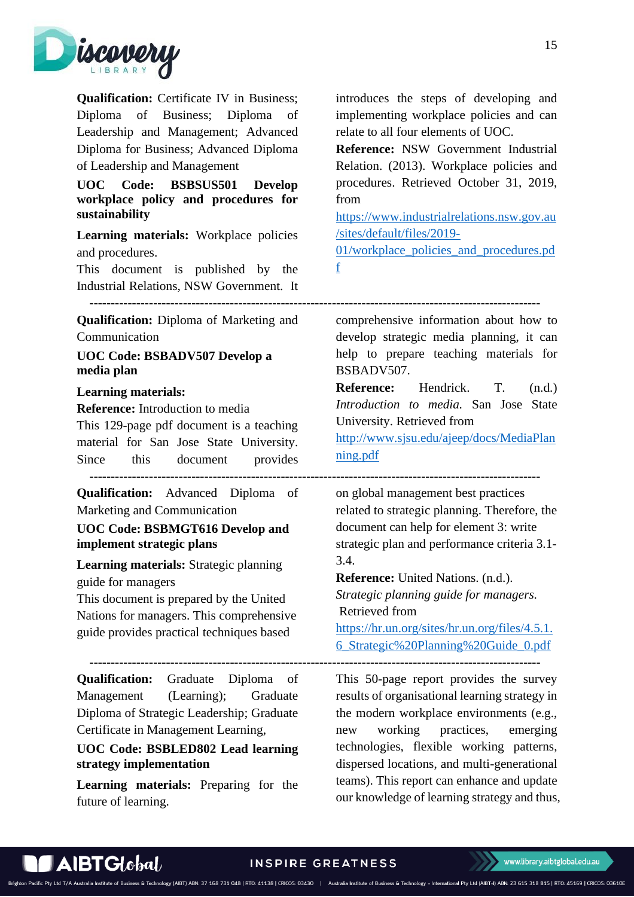**Qualification:** Certificate IV in Business; Diploma of Business; Diploma of Leadership and Management; Advanced Diploma for Business; Advanced Diploma of Leadership and Management

**UOC Code: BSBSUS501 Develop workplace policy and procedures for sustainability**

**Learning materials:** Workplace policies and procedures.

This document is published by the Industrial Relations, NSW Government. It introduces the steps of developing and implementing workplace policies and can relate to all four elements of UOC.

**Reference:** NSW Government Industrial Relation. (2013). Workplace policies and procedures. Retrieved October 31, 2019, from https://www.industrialrelations.nsw.gov.au/sites/default/files/2019-01/workplace_policies_and_procedures.pdf

---

**Qualification:** Diploma of Marketing and Communication

**UOC Code: BSBADV507 Develop a media plan**

**Learning materials:**

**Reference:** Introduction to media

This 129-page pdf document is a teaching material for San Jose State University. Since this document provides comprehensive information about how to develop strategic media planning, it can help to prepare teaching materials for BSBADV507.

**Reference:** Hendrick. T. (n.d.) *Introduction to media.* San Jose State University. Retrieved from http://www.sjsu.edu/ajeep/docs/MediaPlanning.pdf

---

**Qualification:** Advanced Diploma of Marketing and Communication

**UOC Code: BSBMGT616 Develop and implement strategic plans**

**Learning materials:** Strategic planning guide for managers

This document is prepared by the United Nations for managers. This comprehensive guide provides practical techniques based on global management best practices related to strategic planning. Therefore, the document can help for element 3: write strategic plan and performance criteria 3.1-3.4.

**Reference:** United Nations. (n.d.). *Strategic planning guide for managers.* Retrieved from https://hr.un.org/sites/hr.un.org/files/4.5.1.6_Strategic%20Planning%20Guide_0.pdf

---

**Qualification:** Graduate Diploma of Management (Learning); Graduate Diploma of Strategic Leadership; Graduate Certificate in Management Learning,

**UOC Code: BSBLED802 Lead learning strategy implementation**

**Learning materials:** Preparing for the future of learning.

This 50-page report provides the survey results of organisational learning strategy in the modern workplace environments (e.g., new working practices, emerging technologies, flexible working patterns, dispersed locations, and multi-generational teams). This report can enhance and update our knowledge of learning strategy and thus,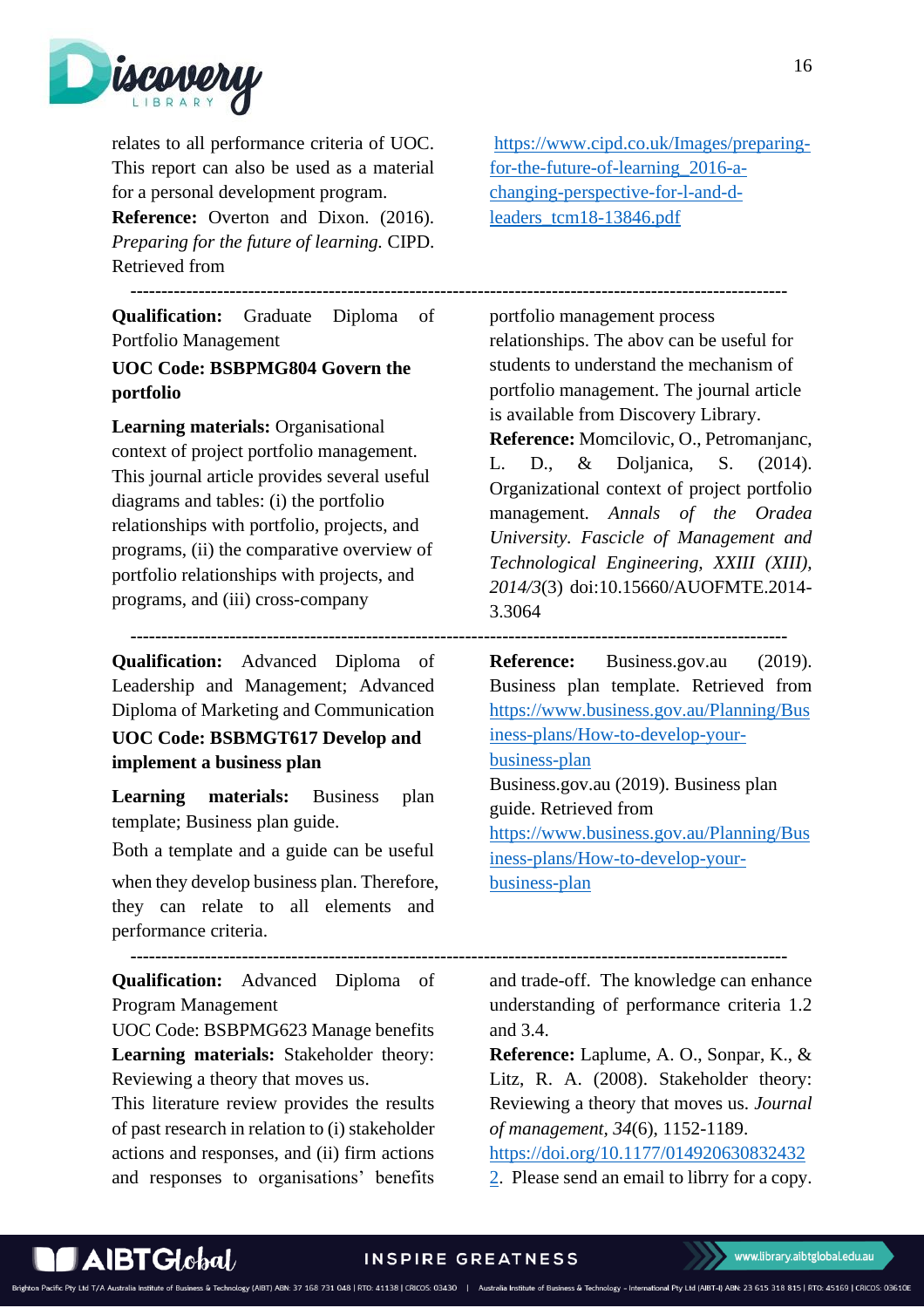relates to all performance criteria of UOC. This report can also be used as a material for a personal development program.

**Reference:** Overton and Dixon. (2016). *Preparing for the future of learning.* CIPD. Retrieved from https://www.cipd.co.uk/Images/preparing-for-the-future-of-learning_2016-a-changing-perspective-for-l-and-d-leaders_tcm18-13846.pdf

---

**Qualification:** Graduate Diploma of Portfolio Management

**UOC Code: BSBPMG804 Govern the portfolio**

**Learning materials:** Organisational context of project portfolio management.

This journal article provides several useful diagrams and tables: (i) the portfolio relationships with portfolio, projects, and programs, (ii) the comparative overview of portfolio relationships with projects, and programs, and (iii) cross-company portfolio management process relationships. The abov can be useful for students to understand the mechanism of portfolio management. The journal article is available from Discovery Library.

**Reference:** Momcilovic, O., Petromanjanc, L. D., & Doljanica, S. (2014). Organizational context of project portfolio management. *Annals of the Oradea University. Fascicle of Management and Technological Engineering, XXIII (XIII), 2014/3*(3) doi:10.15660/AUOFMTE.2014-3.3064

---

**Qualification:** Advanced Diploma of Leadership and Management; Advanced Diploma of Marketing and Communication

**UOC Code: BSBMGT617 Develop and implement a business plan**

**Learning materials:** Business plan template; Business plan guide.

Both a template and a guide can be useful when they develop business plan. Therefore, they can relate to all elements and performance criteria.

**Reference:** Business.gov.au (2019). Business plan template. Retrieved from https://www.business.gov.au/Planning/Business-plans/How-to-develop-your-business-plan

Business.gov.au (2019). Business plan guide. Retrieved from https://www.business.gov.au/Planning/Business-plans/How-to-develop-your-business-plan

---

**Qualification:** Advanced Diploma of Program Management

UOC Code: BSBPMG623 Manage benefits

**Learning materials:** Stakeholder theory: Reviewing a theory that moves us.

This literature review provides the results of past research in relation to (i) stakeholder actions and responses, and (ii) firm actions and responses to organisations' benefits and trade-off. The knowledge can enhance understanding of performance criteria 1.2 and 3.4.

**Reference:** Laplume, A. O., Sonpar, K., & Litz, R. A. (2008). Stakeholder theory: Reviewing a theory that moves us. *Journal of management, 34*(6), 1152-1189. https://doi.org/10.1177/0149206308324322. Please send an email to librry for a copy.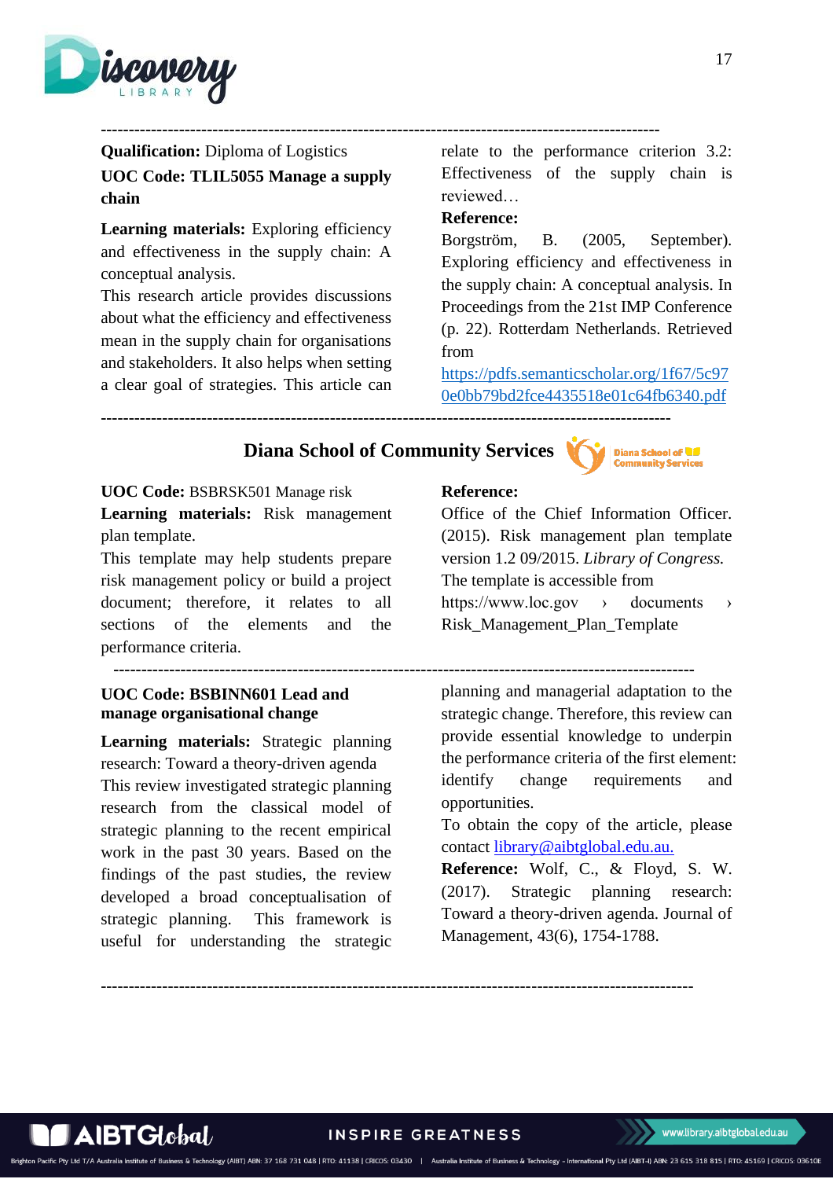**Qualification:** Diploma of Logistics

**UOC Code: TLIL5055 Manage a supply chain**

**Learning materials:** Exploring efficiency and effectiveness in the supply chain: A conceptual analysis.

This research article provides discussions about what the efficiency and effectiveness mean in the supply chain for organisations and stakeholders. It also helps when setting a clear goal of strategies. This article can relate to the performance criterion 3.2: Effectiveness of the supply chain is reviewed…

**Reference:**

Borgström, B. (2005, September). Exploring efficiency and effectiveness in the supply chain: A conceptual analysis. In Proceedings from the 21st IMP Conference (p. 22). Rotterdam Netherlands. Retrieved from https://pdfs.semanticscholar.org/1f67/5c970e0bb79bd2fce4435518e01c64fb6340.pdf

---

## Diana School of Community Services

**UOC Code:** BSBRSK501 Manage risk

**Learning materials:** Risk management plan template.

This template may help students prepare risk management policy or build a project document; therefore, it relates to all sections of the elements and the performance criteria.

**Reference:**

Office of the Chief Information Officer. (2015). Risk management plan template version 1.2 09/2015. *Library of Congress.* The template is accessible from https://www.loc.gov › documents › Risk_Management_Plan_Template

---

**UOC Code: BSBINN601 Lead and manage organisational change**

**Learning materials:** Strategic planning research: Toward a theory-driven agenda

This review investigated strategic planning research from the classical model of strategic planning to the recent empirical work in the past 30 years. Based on the findings of the past studies, the review developed a broad conceptualisation of strategic planning. This framework is useful for understanding the strategic planning and managerial adaptation to the strategic change. Therefore, this review can provide essential knowledge to underpin the performance criteria of the first element: identify change requirements and opportunities.

To obtain the copy of the article, please contact library@aibtglobal.edu.au.

**Reference:** Wolf, C., & Floyd, S. W. (2017). Strategic planning research: Toward a theory-driven agenda. Journal of Management, 43(6), 1754-1788.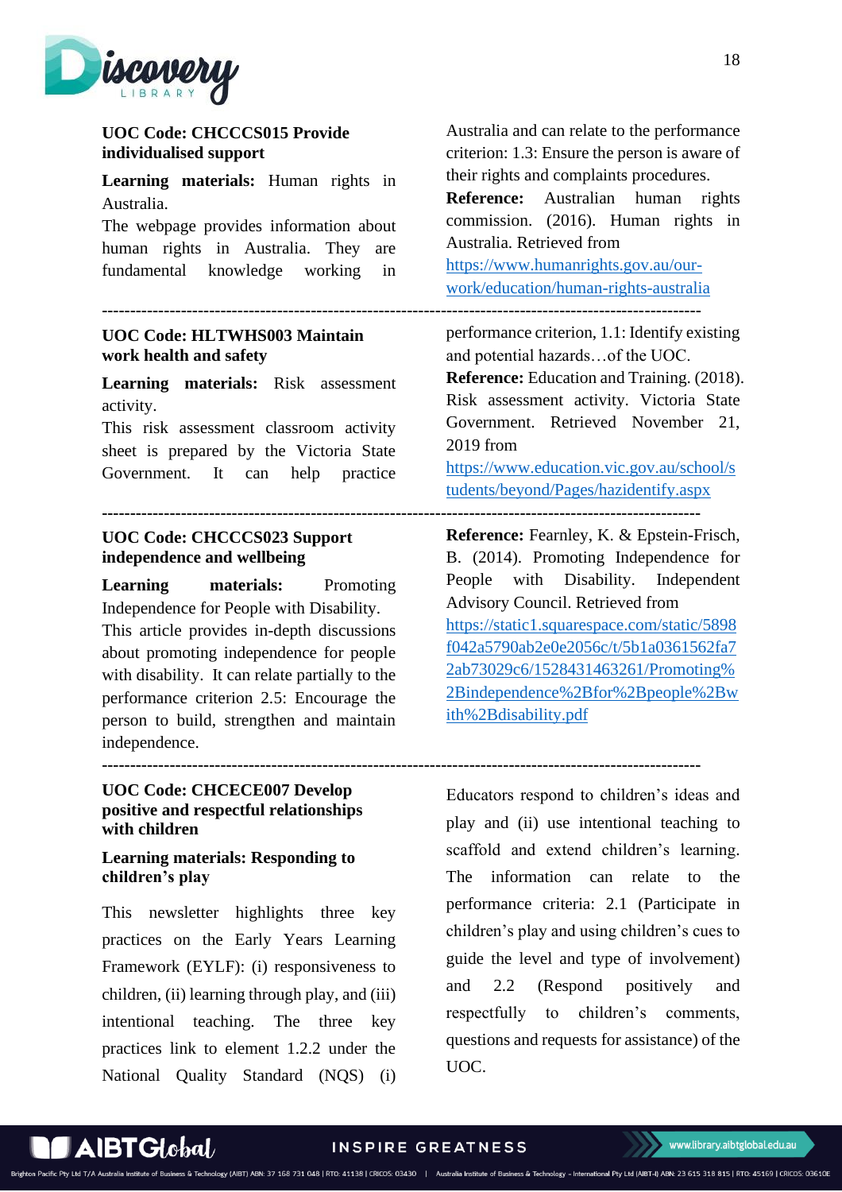**UOC Code: CHCCCS015 Provide individualised support**

**Learning materials:** Human rights in Australia.

The webpage provides information about human rights in Australia. They are fundamental knowledge working in Australia and can relate to the performance criterion: 1.3: Ensure the person is aware of their rights and complaints procedures.

**Reference:** Australian human rights commission. (2016). Human rights in Australia. Retrieved from https://www.humanrights.gov.au/our-work/education/human-rights-australia

---

**UOC Code: HLTWHS003 Maintain work health and safety**

**Learning materials:** Risk assessment activity.

This risk assessment classroom activity sheet is prepared by the Victoria State Government. It can help practice performance criterion, 1.1: Identify existing and potential hazards…of the UOC.

**Reference:** Education and Training. (2018). Risk assessment activity. Victoria State Government. Retrieved November 21, 2019 from https://www.education.vic.gov.au/school/students/beyond/Pages/hazidentify.aspx

---

**UOC Code: CHCCCS023 Support independence and wellbeing**

**Learning materials:** Promoting Independence for People with Disability.

This article provides in-depth discussions about promoting independence for people with disability. It can relate partially to the performance criterion 2.5: Encourage the person to build, strengthen and maintain independence.

**Reference:** Fearnley, K. & Epstein-Frisch, B. (2014). Promoting Independence for People with Disability. Independent Advisory Council. Retrieved from https://static1.squarespace.com/static/5898f042a5790ab2e0e2056c/t/5b1a0361562fa72ab73029c6/1528431463261/Promoting%2Bindependence%2Bfor%2Bpeople%2Bwith%2Bdisability.pdf

---

**UOC Code: CHCECE007 Develop positive and respectful relationships with children**

**Learning materials: Responding to children's play**

This newsletter highlights three key practices on the Early Years Learning Framework (EYLF): (i) responsiveness to children, (ii) learning through play, and (iii) intentional teaching. The three key practices link to element 1.2.2 under the National Quality Standard (NQS) (i) Educators respond to children's ideas and play and (ii) use intentional teaching to scaffold and extend children's learning. The information can relate to the performance criteria: 2.1 (Participate in children's play and using children's cues to guide the level and type of involvement) and 2.2 (Respond positively and respectfully to children's comments, questions and requests for assistance) of the UOC.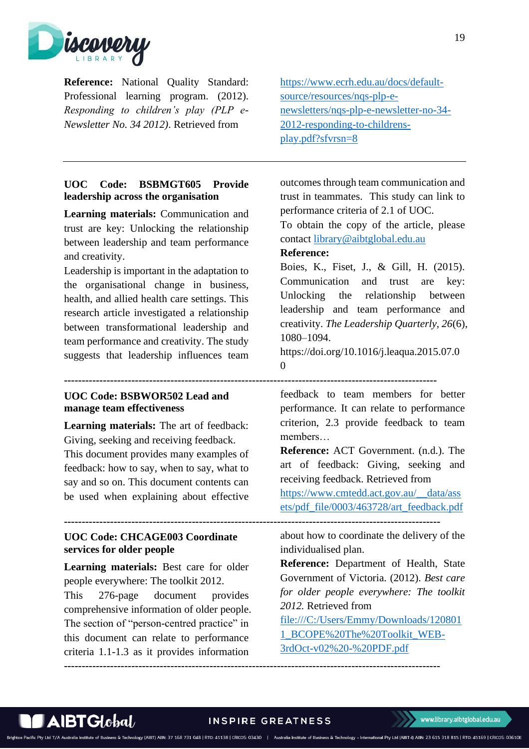**Reference:** National Quality Standard: Professional learning program. (2012). *Responding to children's play (PLP e-Newsletter No. 34 2012)*. Retrieved from https://www.ecrh.edu.au/docs/default-source/resources/nqs-plp-e-newsletters/nqs-plp-e-newsletter-no-34-2012-responding-to-childrens-play.pdf?sfvrsn=8

---

**UOC Code: BSBMGT605 Provide leadership across the organisation**

**Learning materials:** Communication and trust are key: Unlocking the relationship between leadership and team performance and creativity.

Leadership is important in the adaptation to the organisational change in business, health, and allied health care settings. This research article investigated a relationship between transformational leadership and team performance and creativity. The study suggests that leadership influences team outcomes through team communication and trust in teammates. This study can link to performance criteria of 2.1 of UOC.

To obtain the copy of the article, please contact library@aibtglobal.edu.au

**Reference:**

Boies, K., Fiset, J., & Gill, H. (2015). Communication and trust are key: Unlocking the relationship between leadership and team performance and creativity. *The Leadership Quarterly, 26*(6), 1080–1094. https://doi.org/10.1016/j.leaqua.2015.07.00

---

**UOC Code: BSBWOR502 Lead and manage team effectiveness**

**Learning materials:** The art of feedback: Giving, seeking and receiving feedback.

This document provides many examples of feedback: how to say, when to say, what to say and so on. This document contents can be used when explaining about effective feedback to team members for better performance. It can relate to performance criterion, 2.3 provide feedback to team members…

**Reference:** ACT Government. (n.d.). The art of feedback: Giving, seeking and receiving feedback. Retrieved from https://www.cmtedd.act.gov.au/__data/assets/pdf_file/0003/463728/art_feedback.pdf

---

**UOC Code: CHCAGE003 Coordinate services for older people**

**Learning materials:** Best care for older people everywhere: The toolkit 2012.

This 276-page document provides comprehensive information of older people. The section of "person-centred practice" in this document can relate to performance criteria 1.1-1.3 as it provides information about how to coordinate the delivery of the individualised plan.

**Reference:** Department of Health, State Government of Victoria. (2012). *Best care for older people everywhere: The toolkit 2012.* Retrieved from file:///C:/Users/Emmy/Downloads/1208011_BCOPE%20The%20Toolkit_WEB-3rdOct-v02%20-%20PDF.pdf

---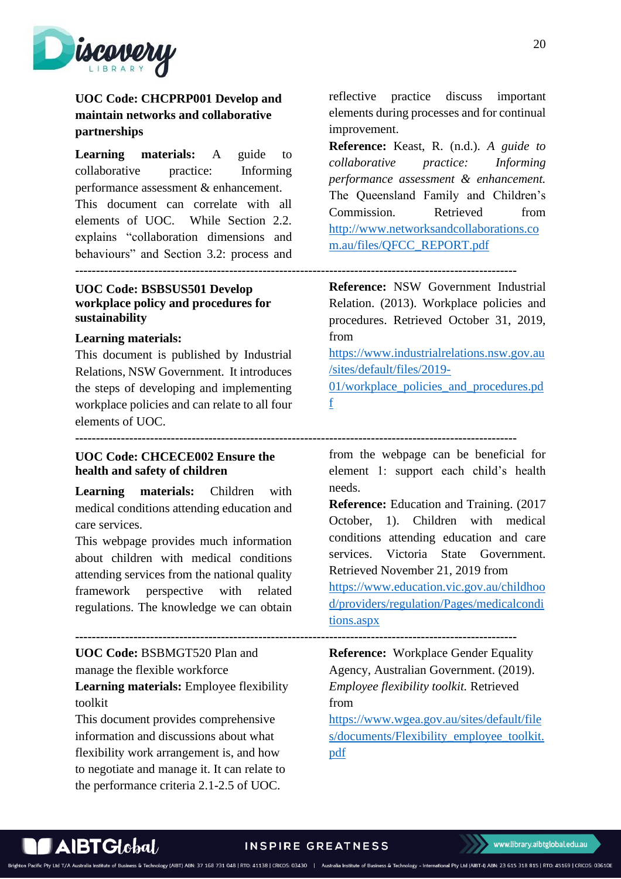**UOC Code: CHCPRP001 Develop and maintain networks and collaborative partnerships**

**Learning materials:** A guide to collaborative practice: Informing performance assessment & enhancement.

This document can correlate with all elements of UOC. While Section 2.2. explains "collaboration dimensions and behaviours" and Section 3.2: process and reflective practice discuss important elements during processes and for continual improvement.

**Reference:** Keast, R. (n.d.). *A guide to collaborative practice: Informing performance assessment & enhancement.* The Queensland Family and Children's Commission. Retrieved from http://www.networksandcollaborations.com.au/files/QFCC_REPORT.pdf

---

**UOC Code: BSBSUS501 Develop workplace policy and procedures for sustainability**

**Learning materials:**

This document is published by Industrial Relations, NSW Government. It introduces the steps of developing and implementing workplace policies and can relate to all four elements of UOC.

**Reference:** NSW Government Industrial Relation. (2013). Workplace policies and procedures. Retrieved October 31, 2019, from https://www.industrialrelations.nsw.gov.au/sites/default/files/2019-01/workplace_policies_and_procedures.pdf

---

**UOC Code: CHCECE002 Ensure the health and safety of children**

**Learning materials:** Children with medical conditions attending education and care services.

This webpage provides much information about children with medical conditions attending services from the national quality framework perspective with related regulations. The knowledge we can obtain from the webpage can be beneficial for element 1: support each child's health needs.

**Reference:** Education and Training. (2017 October, 1). Children with medical conditions attending education and care services. Victoria State Government. Retrieved November 21, 2019 from https://www.education.vic.gov.au/childhood/providers/regulation/Pages/medicalconditions.aspx

---

**UOC Code:** BSBMGT520 Plan and manage the flexible workforce

**Learning materials:** Employee flexibility toolkit

This document provides comprehensive information and discussions about what flexibility work arrangement is, and how to negotiate and manage it. It can relate to the performance criteria 2.1-2.5 of UOC.

**Reference:** Workplace Gender Equality Agency, Australian Government. (2019). *Employee flexibility toolkit.* Retrieved from https://www.wgea.gov.au/sites/default/files/documents/Flexibility_employee_toolkit.pdf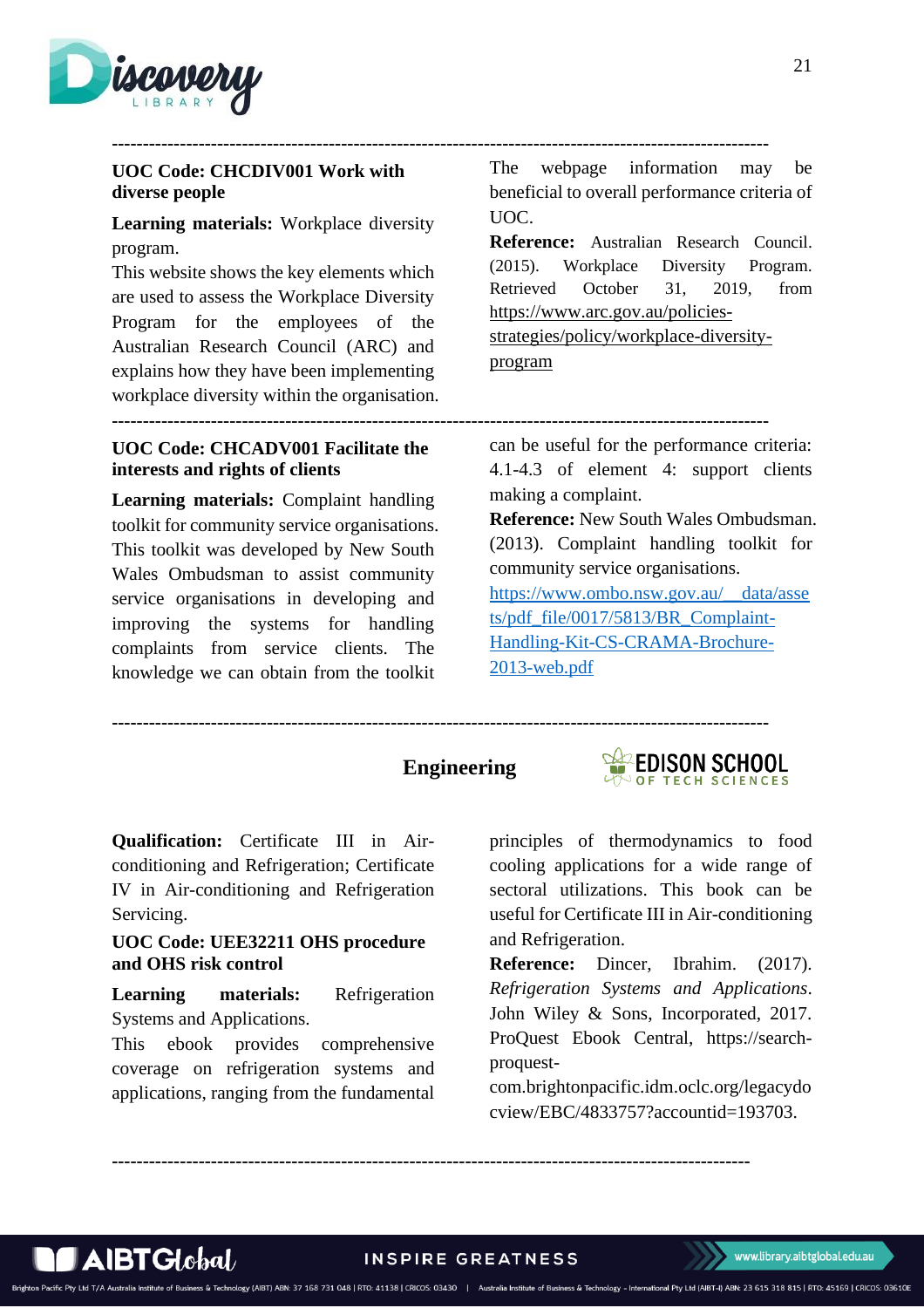---

**UOC Code: CHCDIV001 Work with diverse people**

**Learning materials:** Workplace diversity program.

This website shows the key elements which are used to assess the Workplace Diversity Program for the employees of the Australian Research Council (ARC) and explains how they have been implementing workplace diversity within the organisation. The webpage information may be beneficial to overall performance criteria of UOC.

**Reference:** Australian Research Council. (2015). Workplace Diversity Program. Retrieved October 31, 2019, from https://www.arc.gov.au/policies-strategies/policy/workplace-diversity-program

---

**UOC Code: CHCADV001 Facilitate the interests and rights of clients**

**Learning materials:** Complaint handling toolkit for community service organisations.

This toolkit was developed by New South Wales Ombudsman to assist community service organisations in developing and improving the systems for handling complaints from service clients. The knowledge we can obtain from the toolkit can be useful for the performance criteria: 4.1-4.3 of element 4: support clients making a complaint.

**Reference:** New South Wales Ombudsman. (2013). Complaint handling toolkit for community service organisations. https://www.ombo.nsw.gov.au/__data/assets/pdf_file/0017/5813/BR_Complaint-Handling-Kit-CS-CRAMA-Brochure-2013-web.pdf

---

## Engineering

EDISON SCHOOL OF TECH SCIENCES

**Qualification:** Certificate III in Air-conditioning and Refrigeration; Certificate IV in Air-conditioning and Refrigeration Servicing.

**UOC Code: UEE32211 OHS procedure and OHS risk control**

**Learning materials:** Refrigeration Systems and Applications.

This ebook provides comprehensive coverage on refrigeration systems and applications, ranging from the fundamental principles of thermodynamics to food cooling applications for a wide range of sectoral utilizations. This book can be useful for Certificate III in Air-conditioning and Refrigeration.

**Reference:** Dincer, Ibrahim. (2017). *Refrigeration Systems and Applications*. John Wiley & Sons, Incorporated, 2017. ProQuest Ebook Central, https://search-proquest-com.brightonpacific.idm.oclc.org/legacydocview/EBC/4833757?accountid=193703.

---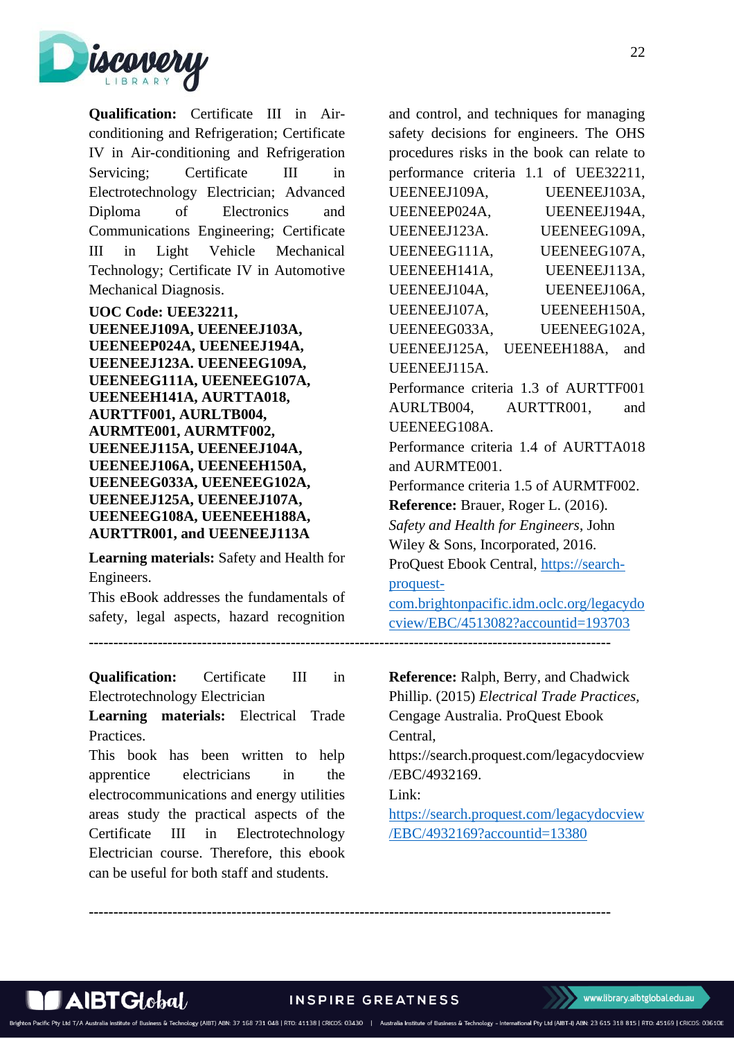**Qualification:** Certificate III in Air-conditioning and Refrigeration; Certificate IV in Air-conditioning and Refrigeration Servicing; Certificate III in Electrotechnology Electrician; Advanced Diploma of Electronics and Communications Engineering; Certificate III in Light Vehicle Mechanical Technology; Certificate IV in Automotive Mechanical Diagnosis.

**UOC Code: UEE32211, UEENEEJ109A, UEENEEJ103A, UEENEEP024A, UEENEEJ194A, UEENEEJ123A. UEENEEG109A, UEENEEG111A, UEENEEG107A, UEENEEH141A, AURTTA018, AURTTF001, AURLTB004, AURMTE001, AURMTF002, UEENEEJ115A, UEENEEJ104A, UEENEEJ106A, UEENEEH150A, UEENEEG033A, UEENEEG102A, UEENEEJ125A, UEENEEJ107A, UEENEEG108A, UEENEEH188A, AURTTR001, and UEENEEJ113A**

**Learning materials:** Safety and Health for Engineers.

This eBook addresses the fundamentals of safety, legal aspects, hazard recognition and control, and techniques for managing safety decisions for engineers. The OHS procedures risks in the book can relate to performance criteria 1.1 of UEE32211, UEENEEJ109A, UEENEEJ103A, UEENEEP024A, UEENEEJ194A, UEENEEJ123A. UEENEEG109A, UEENEEG111A, UEENEEG107A, UEENEEH141A, UEENEEJ113A, UEENEEJ104A, UEENEEJ106A, UEENEEJ107A, UEENEEH150A, UEENEEG033A, UEENEEG102A, UEENEEJ125A, UEENEEH188A, and UEENEEJ115A.

Performance criteria 1.3 of AURTTF001 AURLTB004, AURTTR001, and UEENEEG108A.

Performance criteria 1.4 of AURTTA018 and AURMTE001.

Performance criteria 1.5 of AURMTF002.

**Reference:** Brauer, Roger L. (2016). *Safety and Health for Engineers*, John Wiley & Sons, Incorporated, 2016. ProQuest Ebook Central, https://search-proquest-com.brightonpacific.idm.oclc.org/legacydocview/EBC/4513082?accountid=193703

---

**Qualification:** Certificate III in Electrotechnology Electrician

**Learning materials:** Electrical Trade Practices.

This book has been written to help apprentice electricians in the electrocommunications and energy utilities areas study the practical aspects of the Certificate III in Electrotechnology Electrician course. Therefore, this ebook can be useful for both staff and students.

**Reference:** Ralph, Berry, and Chadwick Phillip. (2015) *Electrical Trade Practices*, Cengage Australia. ProQuest Ebook Central, https://search.proquest.com/legacydocview/EBC/4932169.

Link:

https://search.proquest.com/legacydocview/EBC/4932169?accountid=13380

---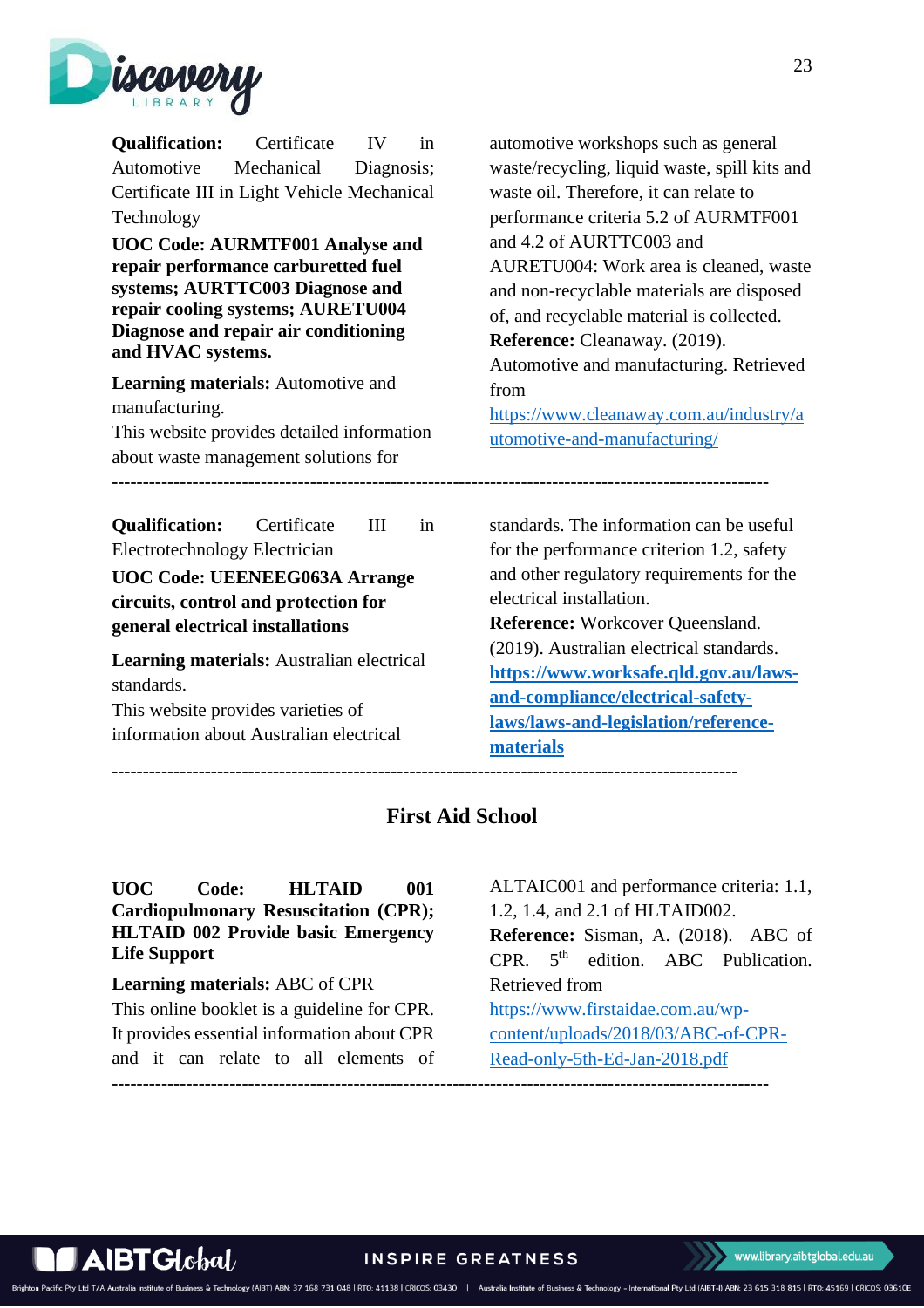**Qualification:** Certificate IV in Automotive Mechanical Diagnosis; Certificate III in Light Vehicle Mechanical Technology

**UOC Code: AURMTF001 Analyse and repair performance carburetted fuel systems; AURTTC003 Diagnose and repair cooling systems; AURETU004 Diagnose and repair air conditioning and HVAC systems.**

**Learning materials:** Automotive and manufacturing.

This website provides detailed information about waste management solutions for automotive workshops such as general waste/recycling, liquid waste, spill kits and waste oil. Therefore, it can relate to performance criteria 5.2 of AURMTF001 and 4.2 of AURTTC003 and AURETU004: Work area is cleaned, waste and non-recyclable materials are disposed of, and recyclable material is collected.

**Reference:** Cleanaway. (2019). Automotive and manufacturing. Retrieved from https://www.cleanaway.com.au/industry/automotive-and-manufacturing/

---

**Qualification:** Certificate III in Electrotechnology Electrician

**UOC Code: UEENEEG063A Arrange circuits, control and protection for general electrical installations**

**Learning materials:** Australian electrical standards.

This website provides varieties of information about Australian electrical standards. The information can be useful for the performance criterion 1.2, safety and other regulatory requirements for the electrical installation.

**Reference:** Workcover Queensland. (2019). Australian electrical standards. **https://www.worksafe.qld.gov.au/laws-and-compliance/electrical-safety-laws/laws-and-legislation/reference-materials**

---

## First Aid School

**UOC Code: HLTAID 001 Cardiopulmonary Resuscitation (CPR); HLTAID 002 Provide basic Emergency Life Support**

**Learning materials:** ABC of CPR

This online booklet is a guideline for CPR. It provides essential information about CPR and it can relate to all elements of ALTAIC001 and performance criteria: 1.1, 1.2, 1.4, and 2.1 of HLTAID002.

**Reference:** Sisman, A. (2018). ABC of CPR. 5th edition. ABC Publication. Retrieved from https://www.firstaidae.com.au/wp-content/uploads/2018/03/ABC-of-CPR-Read-only-5th-Ed-Jan-2018.pdf

---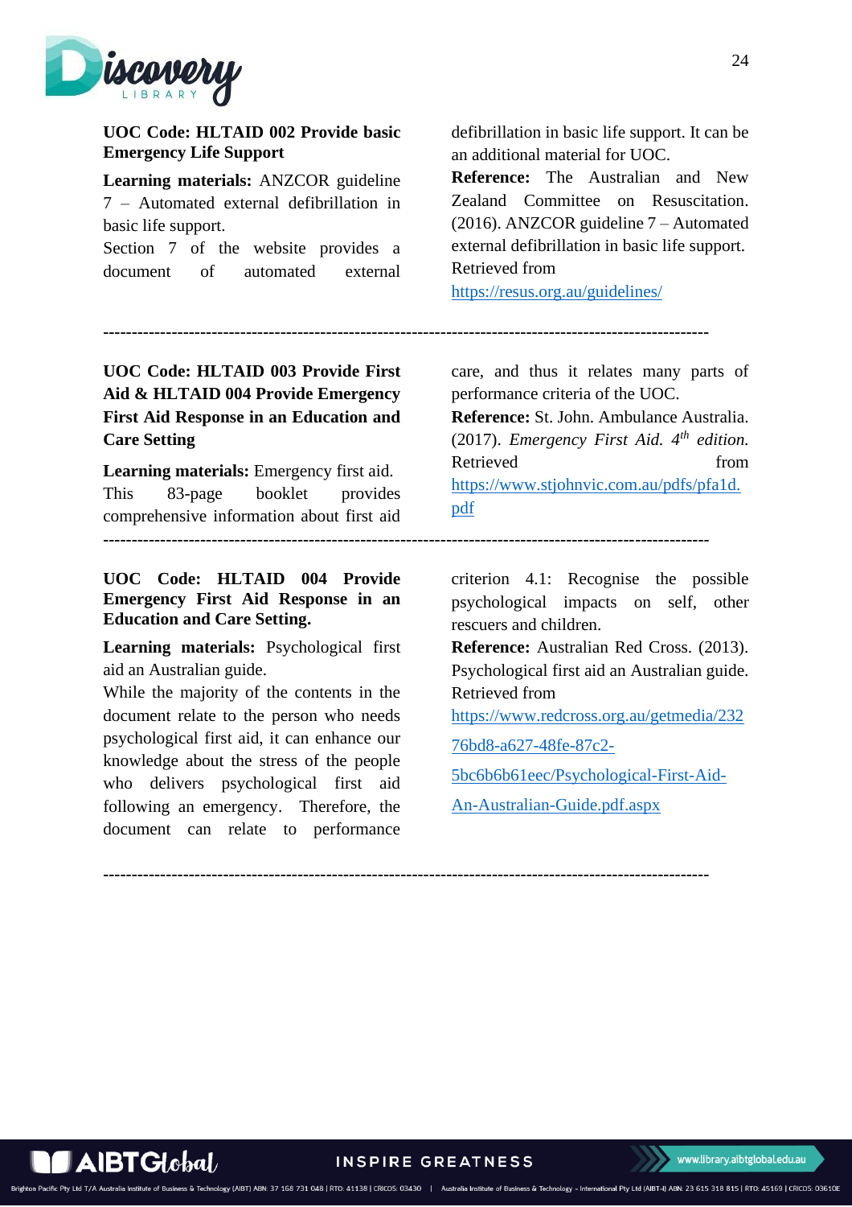**UOC Code: HLTAID 002 Provide basic Emergency Life Support**

**Learning materials:** ANZCOR guideline 7 – Automated external defibrillation in basic life support.

Section 7 of the website provides a document of automated external defibrillation in basic life support. It can be an additional material for UOC.

**Reference:** The Australian and New Zealand Committee on Resuscitation. (2016). ANZCOR guideline 7 – Automated external defibrillation in basic life support. Retrieved from https://resus.org.au/guidelines/

---

**UOC Code: HLTAID 003 Provide First Aid & HLTAID 004 Provide Emergency First Aid Response in an Education and Care Setting**

**Learning materials:** Emergency first aid.

This 83-page booklet provides comprehensive information about first aid care, and thus it relates many parts of performance criteria of the UOC.

**Reference:** St. John. Ambulance Australia. (2017). *Emergency First Aid. 4th edition.* Retrieved from https://www.stjohnvic.com.au/pdfs/pfa1d.pdf

---

**UOC Code: HLTAID 004 Provide Emergency First Aid Response in an Education and Care Setting.**

**Learning materials:** Psychological first aid an Australian guide.

While the majority of the contents in the document relate to the person who needs psychological first aid, it can enhance our knowledge about the stress of the people who delivers psychological first aid following an emergency. Therefore, the document can relate to performance criterion 4.1: Recognise the possible psychological impacts on self, other rescuers and children.

**Reference:** Australian Red Cross. (2013). Psychological first aid an Australian guide. Retrieved from https://www.redcross.org.au/getmedia/23276bd8-a627-48fe-87c2-5bc6b6b61eec/Psychological-First-Aid-An-Australian-Guide.pdf.aspx

---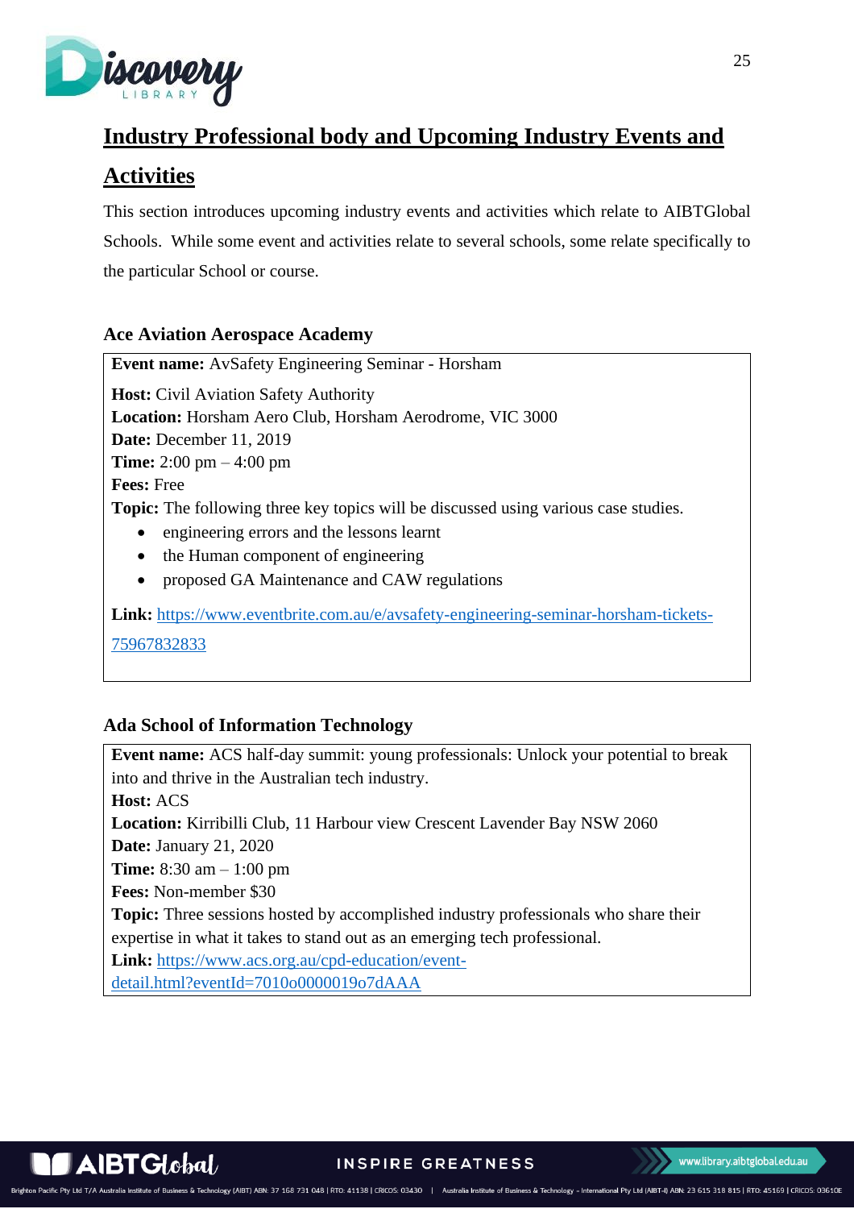# Industry Professional body and Upcoming Industry Events and Activities

This section introduces upcoming industry events and activities which relate to AIBTGlobal Schools. While some event and activities relate to several schools, some relate specifically to the particular School or course.

### Ace Aviation Aerospace Academy

**Event name:** AvSafety Engineering Seminar - Horsham

**Host:** Civil Aviation Safety Authority
**Location:** Horsham Aero Club, Horsham Aerodrome, VIC 3000
**Date:** December 11, 2019
**Time:** 2:00 pm – 4:00 pm
**Fees:** Free
**Topic:** The following three key topics will be discussed using various case studies.

- engineering errors and the lessons learnt
- the Human component of engineering
- proposed GA Maintenance and CAW regulations

**Link:** [https://www.eventbrite.com.au/e/avsafety-engineering-seminar-horsham-tickets-75967832833](https://www.eventbrite.com.au/e/avsafety-engineering-seminar-horsham-tickets-75967832833)

### Ada School of Information Technology

**Event name:** ACS half-day summit: young professionals: Unlock your potential to break into and thrive in the Australian tech industry.
**Host:** ACS
**Location:** Kirribilli Club, 11 Harbour view Crescent Lavender Bay NSW 2060
**Date:** January 21, 2020
**Time:** 8:30 am – 1:00 pm
**Fees:** Non-member $30
**Topic:** Three sessions hosted by accomplished industry professionals who share their expertise in what it takes to stand out as an emerging tech professional.
**Link:** [https://www.acs.org.au/cpd-education/event-detail.html?eventId=7010o0000019o7dAAA](https://www.acs.org.au/cpd-education/event-detail.html?eventId=7010o0000019o7dAAA)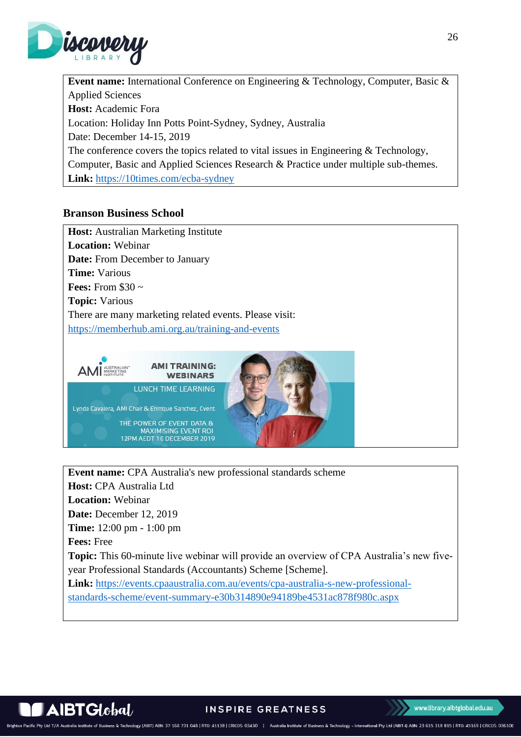**Event name:** International Conference on Engineering & Technology, Computer, Basic & Applied Sciences
**Host:** Academic Fora
Location: Holiday Inn Potts Point-Sydney, Sydney, Australia
Date: December 14-15, 2019
The conference covers the topics related to vital issues in Engineering & Technology, Computer, Basic and Applied Sciences Research & Practice under multiple sub-themes.
**Link:** https://10times.com/ecba-sydney

## Branson Business School

**Host:** Australian Marketing Institute
**Location:** Webinar
**Date:** From December to January
**Time:** Various
**Fees:** From $30 ~
**Topic:** Various
There are many marketing related events. Please visit:
https://memberhub.ami.org.au/training-and-events

**Event name:** CPA Australia's new professional standards scheme
**Host:** CPA Australia Ltd
**Location:** Webinar
**Date:** December 12, 2019
**Time:** 12:00 pm - 1:00 pm
**Fees:** Free
**Topic:** This 60-minute live webinar will provide an overview of CPA Australia's new five-year Professional Standards (Accountants) Scheme [Scheme].
**Link:** https://events.cpaaustralia.com.au/events/cpa-australia-s-new-professional-standards-scheme/event-summary-e30b314890e94189be4531ac878f980c.aspx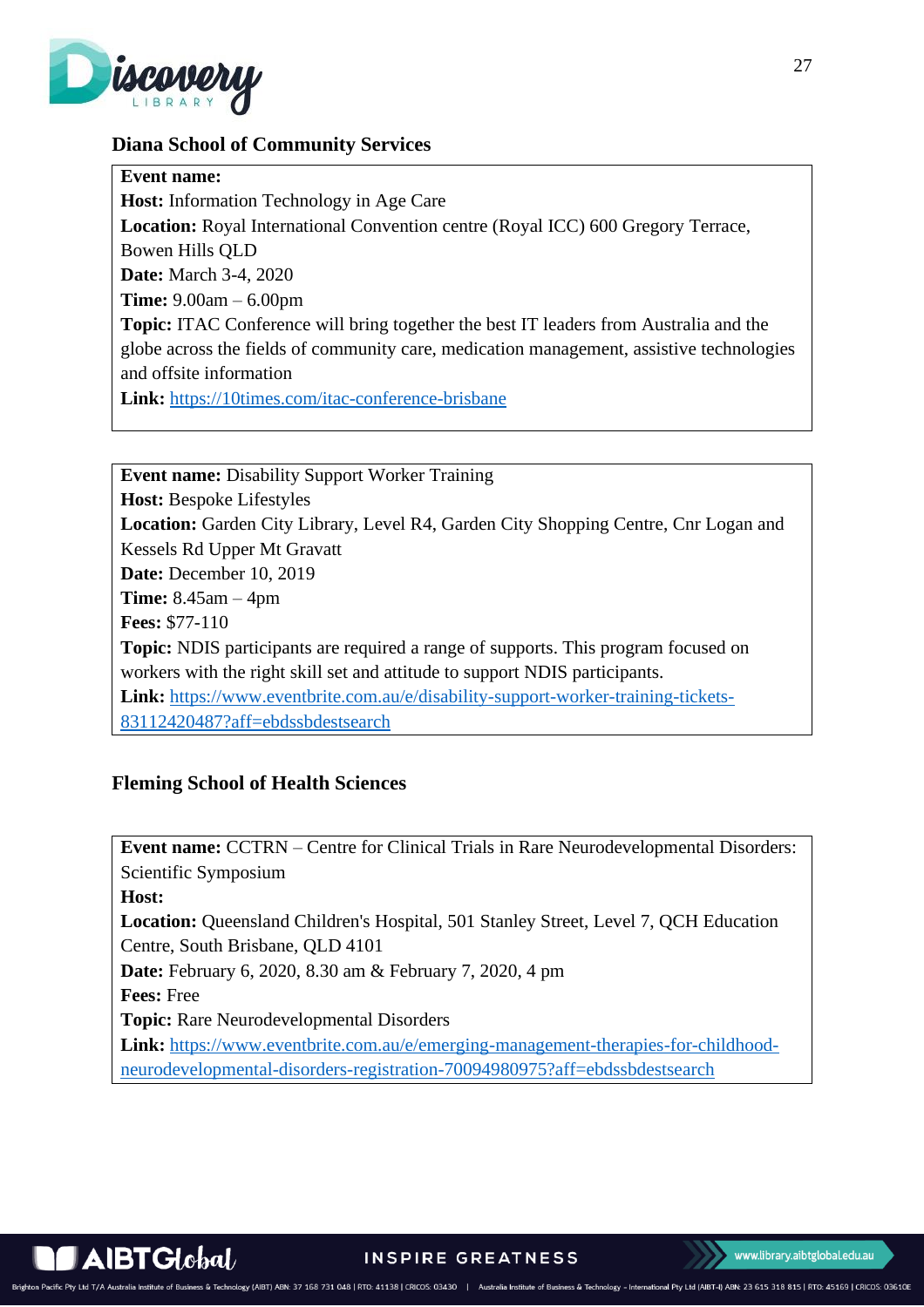## Diana School of Community Services

**Event name:**
**Host:** Information Technology in Age Care
**Location:** Royal International Convention centre (Royal ICC) 600 Gregory Terrace, Bowen Hills QLD
**Date:** March 3-4, 2020
**Time:** 9.00am – 6.00pm
**Topic:** ITAC Conference will bring together the best IT leaders from Australia and the globe across the fields of community care, medication management, assistive technologies and offsite information
**Link:** https://10times.com/itac-conference-brisbane

**Event name:** Disability Support Worker Training
**Host:** Bespoke Lifestyles
**Location:** Garden City Library, Level R4, Garden City Shopping Centre, Cnr Logan and Kessels Rd Upper Mt Gravatt
**Date:** December 10, 2019
**Time:** 8.45am – 4pm
**Fees:** $77-110
**Topic:** NDIS participants are required a range of supports. This program focused on workers with the right skill set and attitude to support NDIS participants.
**Link:** https://www.eventbrite.com.au/e/disability-support-worker-training-tickets-83112420487?aff=ebdssbdestsearch

## Fleming School of Health Sciences

**Event name:** CCTRN – Centre for Clinical Trials in Rare Neurodevelopmental Disorders: Scientific Symposium
**Host:**
**Location:** Queensland Children's Hospital, 501 Stanley Street, Level 7, QCH Education Centre, South Brisbane, QLD 4101
**Date:** February 6, 2020, 8.30 am & February 7, 2020, 4 pm
**Fees:** Free
**Topic:** Rare Neurodevelopmental Disorders
**Link:** https://www.eventbrite.com.au/e/emerging-management-therapies-for-childhood-neurodevelopmental-disorders-registration-70094980975?aff=ebdssbdestsearch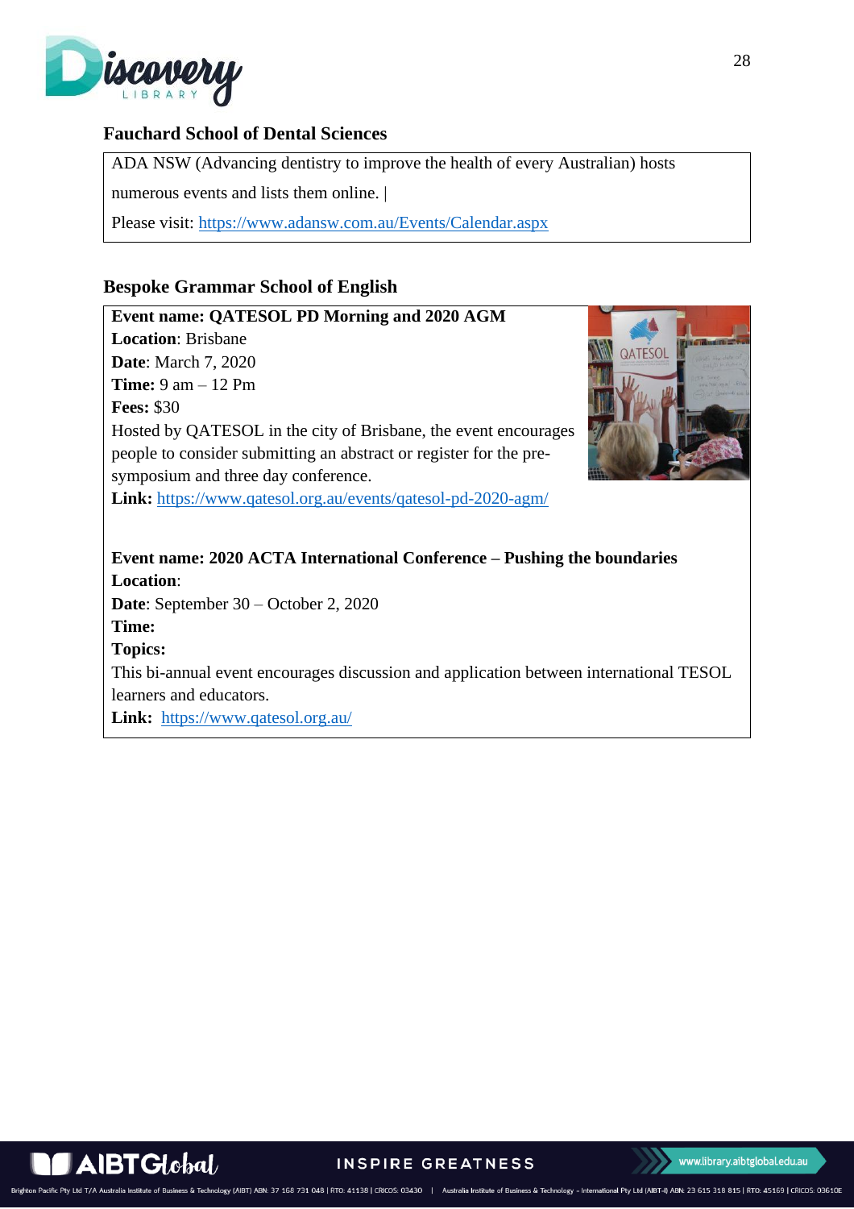### Fauchard School of Dental Sciences

ADA NSW (Advancing dentistry to improve the health of every Australian) hosts numerous events and lists them online. |

Please visit: https://www.adansw.com.au/Events/Calendar.aspx

### Bespoke Grammar School of English

**Event name: QATESOL PD Morning and 2020 AGM**
**Location**: Brisbane
**Date**: March 7, 2020
**Time:** 9 am – 12 Pm
**Fees:** $30
Hosted by QATESOL in the city of Brisbane, the event encourages people to consider submitting an abstract or register for the pre-symposium and three day conference.
**Link:** https://www.qatesol.org.au/events/qatesol-pd-2020-agm/

**Event name: 2020 ACTA International Conference – Pushing the boundaries**
**Location**:
**Date**: September 30 – October 2, 2020
**Time:**
**Topics:**
This bi-annual event encourages discussion and application between international TESOL learners and educators.
**Link:** https://www.qatesol.org.au/